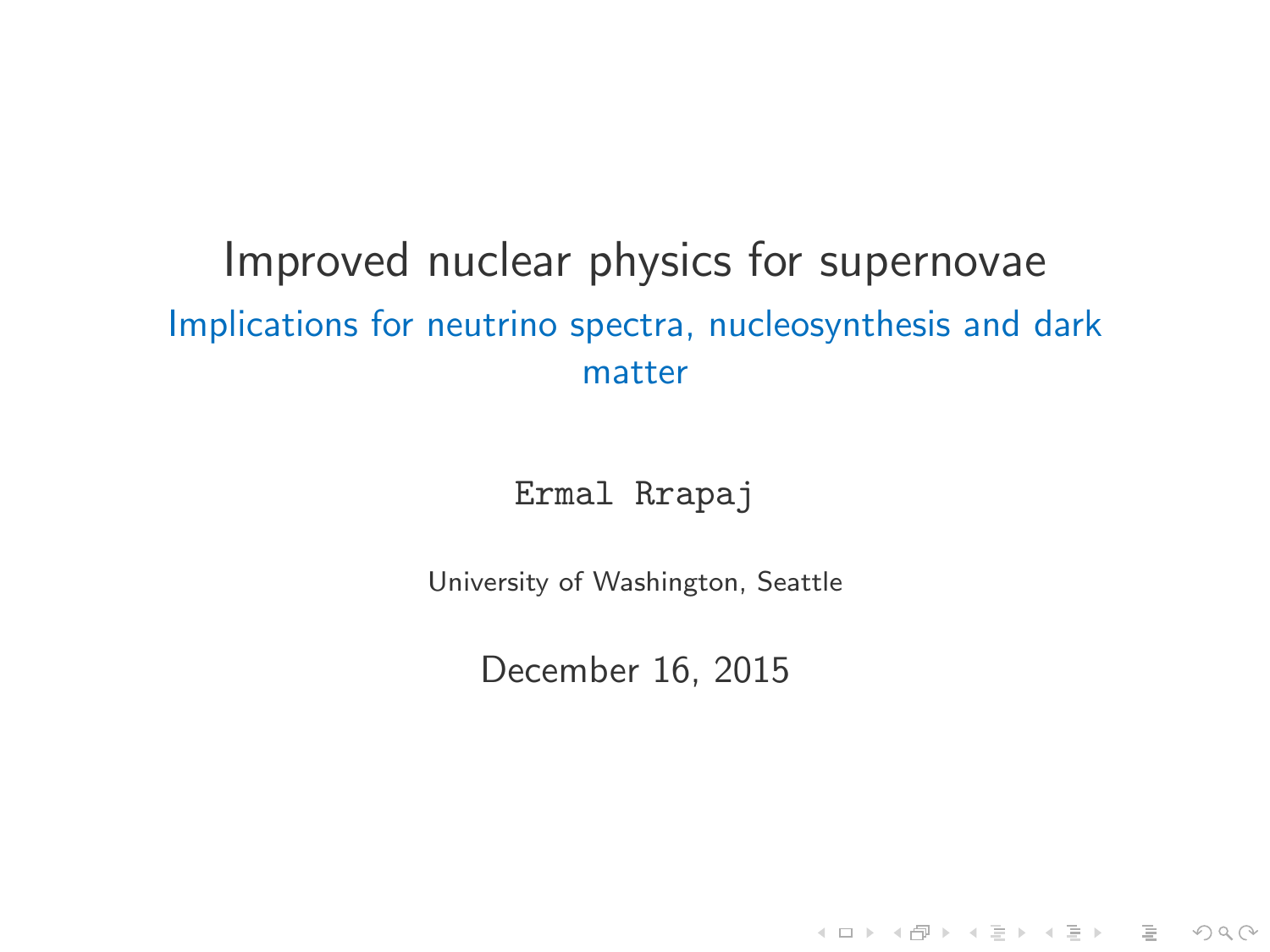# Improved nuclear physics for supernovae

## Implications for neutrino spectra, nucleosynthesis and dark matter

Ermal Rrapaj

University of Washington, Seattle

December 16, 2015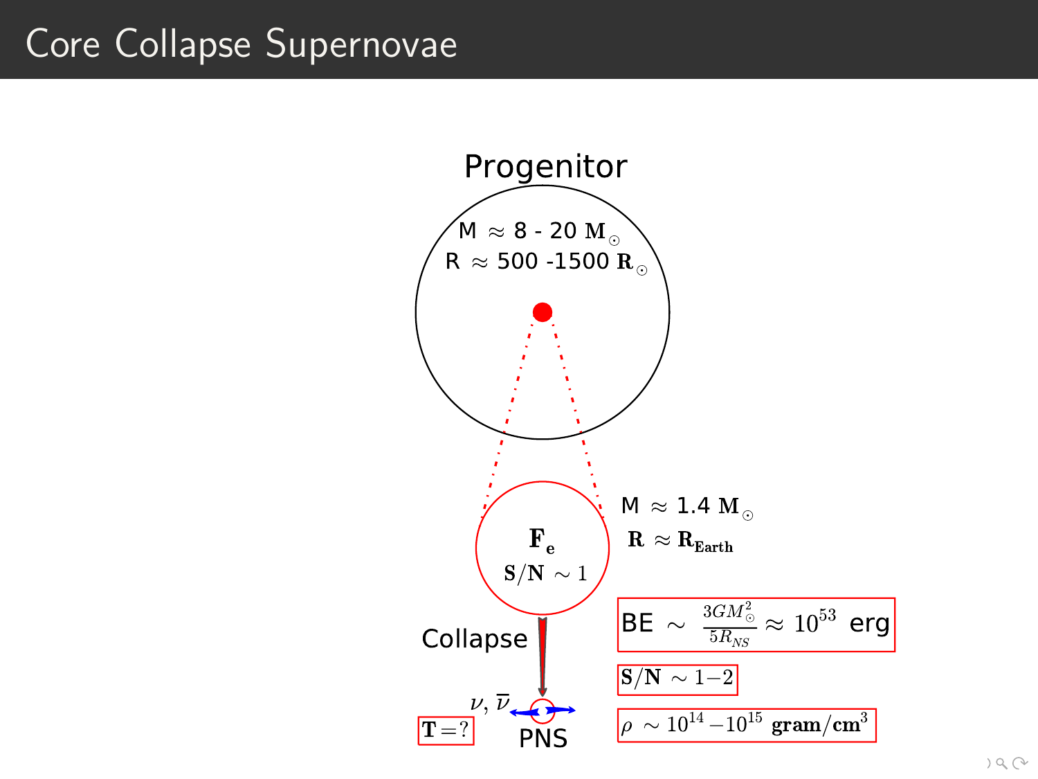# Core Collapse Supernovae

Progenitor

M $\approx$ 8 - 20 $\mathbf{M}_\odot$

R $\approx$ 500 -1500 $\mathbf{R}_\odot$

$\mathbf{F_e}$

$\mathbf{S/N} \sim 1$

M $\approx$ 1.4 $\mathbf{M}_\odot$

$\mathbf{R} \approx \mathbf{R_{Earth}}$

Collapse

BE $\sim \frac{3GM_\odot^2}{5R_{NS}} \approx 10^{53}$ erg

$\mathbf{S/N} \sim 1\text{–}2$

$\nu$, $\overline{\nu}$

$\mathbf{T} = ?$

PNS

$\rho \sim 10^{14} - 10^{15}$ $\mathbf{gram/cm^3}$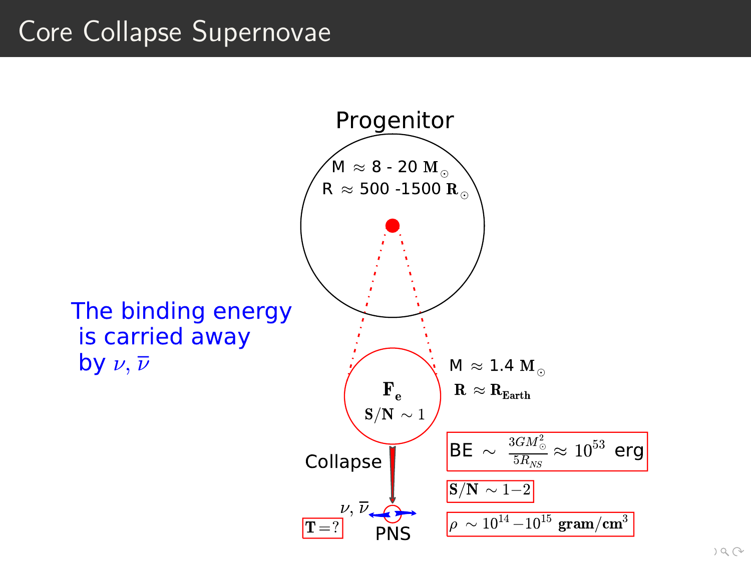# Core Collapse Supernovae

Progenitor

M $\approx$ 8 - 20 $\mathbf{M}_\odot$

R $\approx$ 500 -1500 $\mathbf{R}_\odot$

The binding energy is carried away by $\nu$, $\bar{\nu}$

$\mathbf{F_e}$

$\mathbf{S/N} \sim 1$

M $\approx$ 1.4 $\mathbf{M}_\odot$

$\mathbf{R} \approx \mathbf{R_{Earth}}$

Collapse

BE $\sim \frac{3GM_\odot^2}{5R_{NS}} \approx 10^{53}$ erg

$\mathbf{S/N} \sim 1{-}2$

$\rho \sim 10^{14} - 10^{15}$ $\mathbf{gram/cm^3}$

$\nu$, $\bar{\nu}$

$\mathbf{T} = ?$

PNS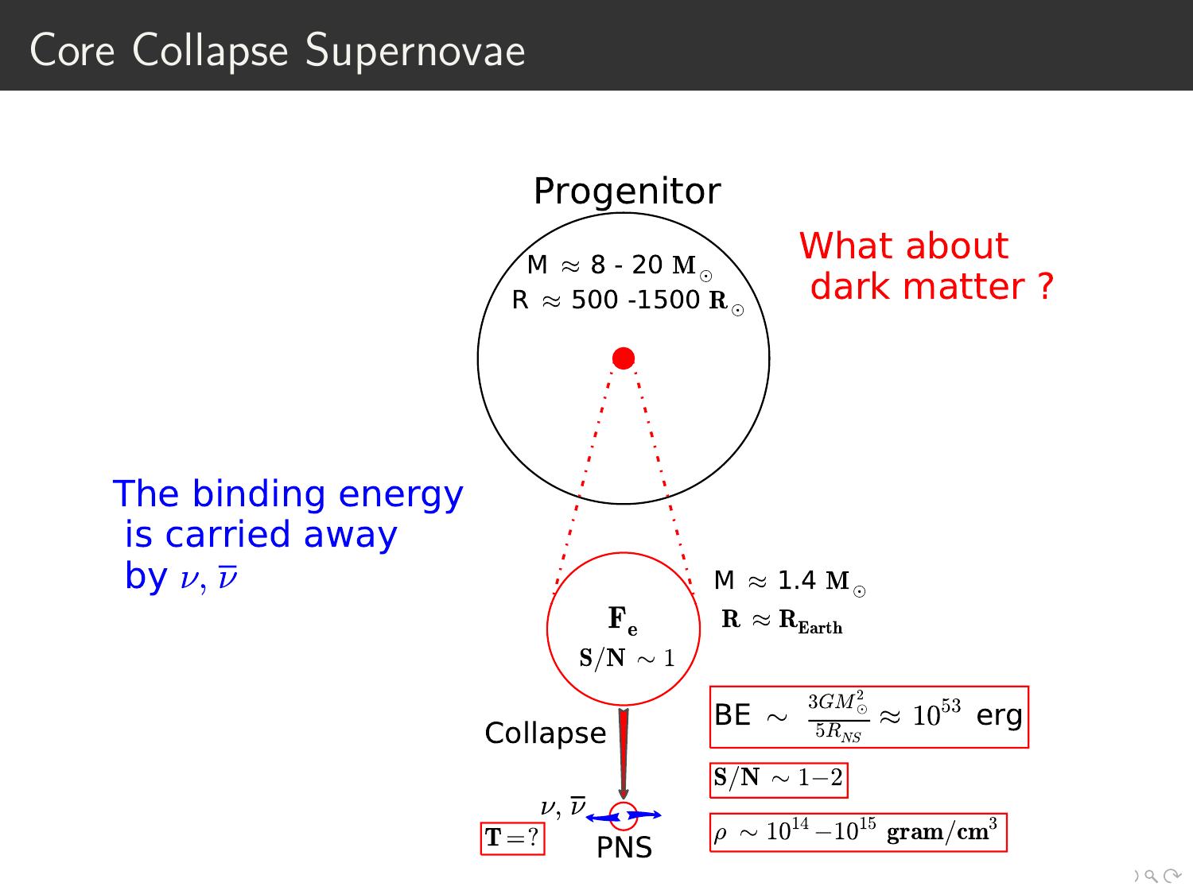# Core Collapse Supernovae

Progenitor

M $\approx$ 8 - 20 $\mathbf{M_\odot}$

R $\approx$ 500 -1500 $\mathbf{R_\odot}$

What about dark matter ?

The binding energy is carried away by $\nu$, $\bar{\nu}$

$\mathbf{F_e}$

$\mathbf{S/N} \sim 1$

M $\approx$ 1.4 $\mathbf{M_\odot}$

$\mathbf{R} \approx \mathbf{R_{Earth}}$

Collapse

BE $\sim \frac{3GM_\odot^2}{5R_{NS}} \approx 10^{53}$ erg

$\mathbf{S/N} \sim 1{-}2$

$\nu$, $\bar{\nu}$

$\mathbf{T} = ?$

PNS

$\rho \sim 10^{14} - 10^{15}$ $\mathbf{gram/cm^3}$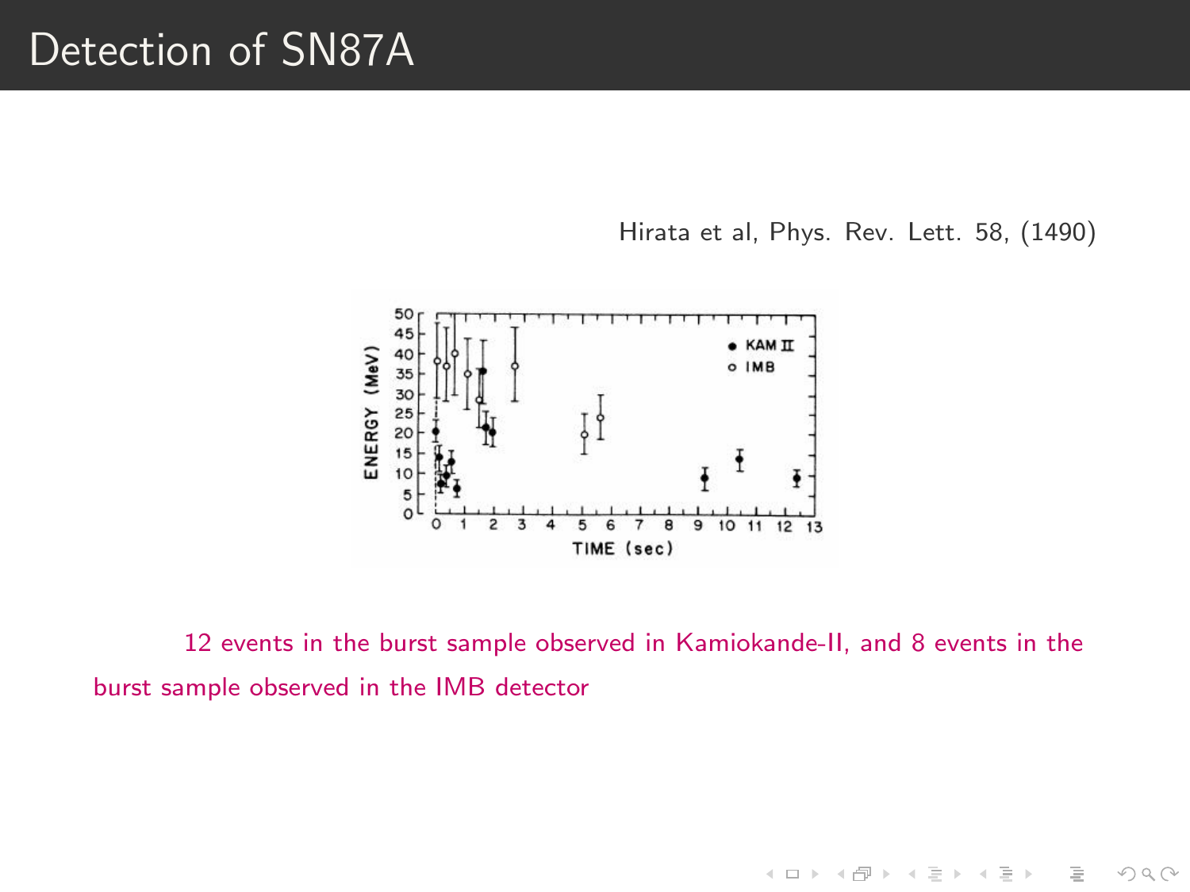# Detection of SN87A

Hirata et al, Phys. Rev. Lett. 58, (1490)

12 events in the burst sample observed in Kamiokande-II, and 8 events in the burst sample observed in the IMB detector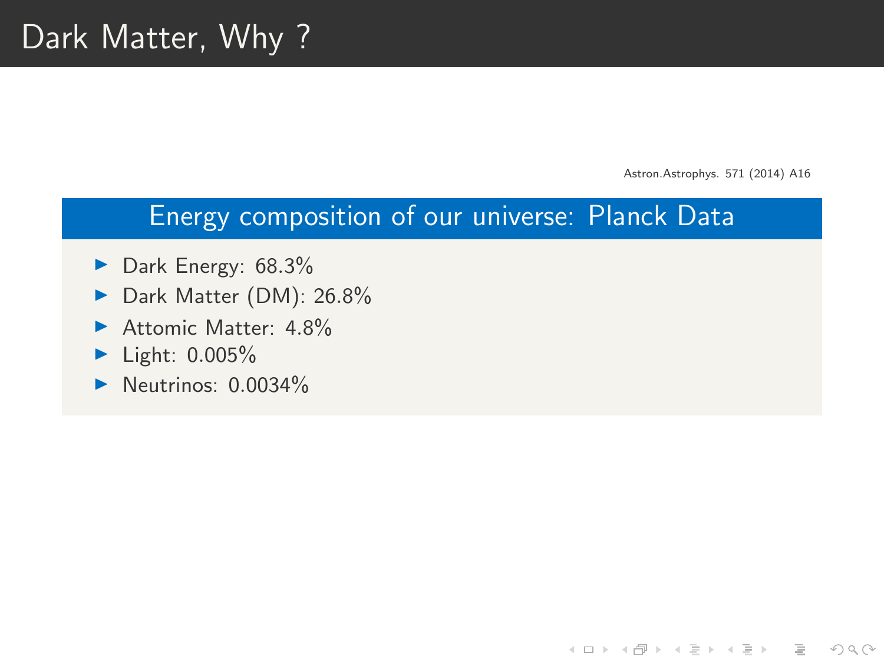# Dark Matter, Why ?

Astron.Astrophys. 571 (2014) A16

## Energy composition of our universe: Planck Data

- Dark Energy: 68.3%
- Dark Matter (DM): 26.8%
- Attomic Matter: 4.8%
- Light: 0.005%
- Neutrinos: 0.0034%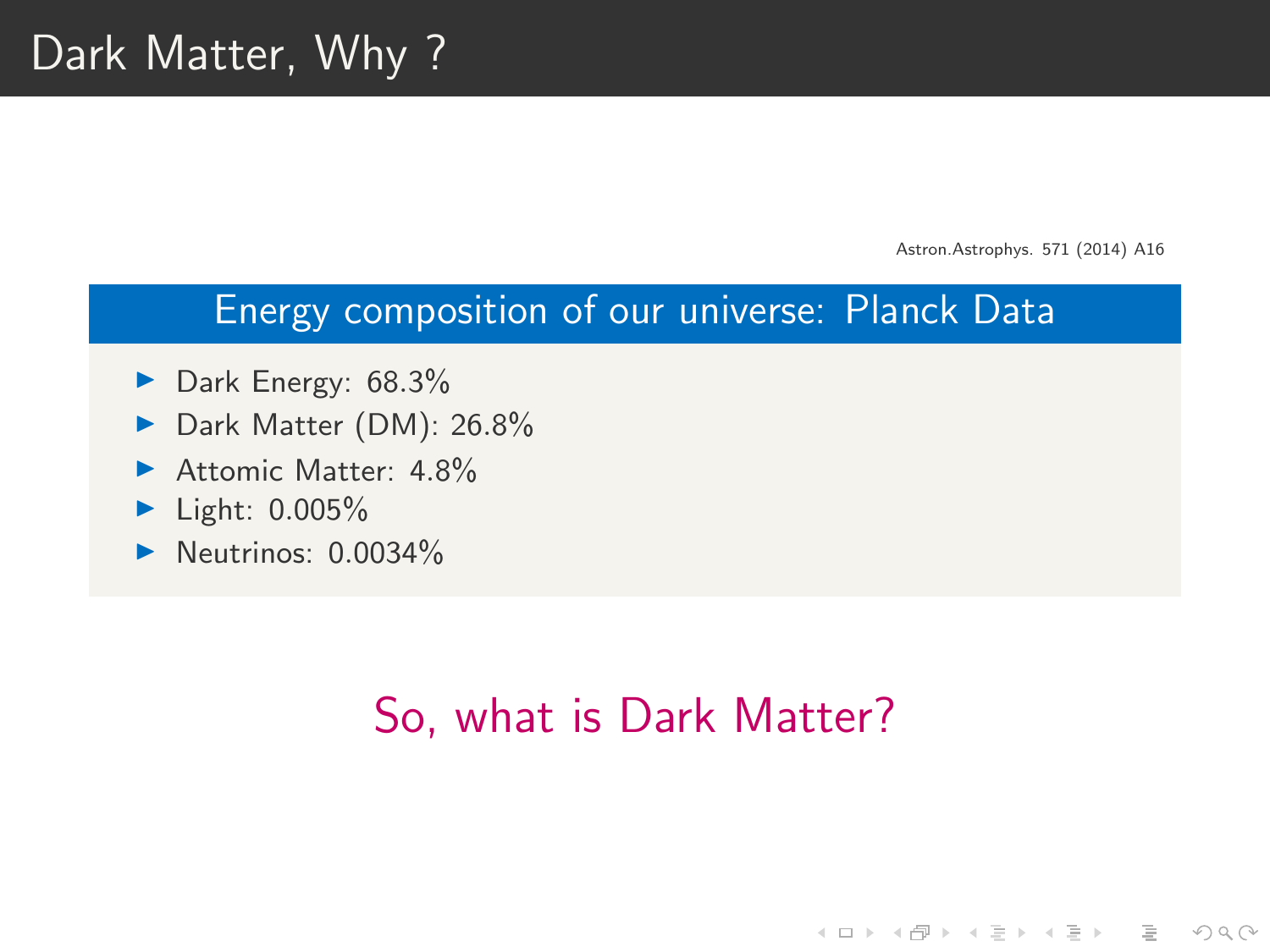# Dark Matter, Why ?

Astron.Astrophys. 571 (2014) A16

## Energy composition of our universe: Planck Data

- Dark Energy: 68.3%
- Dark Matter (DM): 26.8%
- Attomic Matter: 4.8%
- Light: 0.005%
- Neutrinos: 0.0034%

So, what is Dark Matter?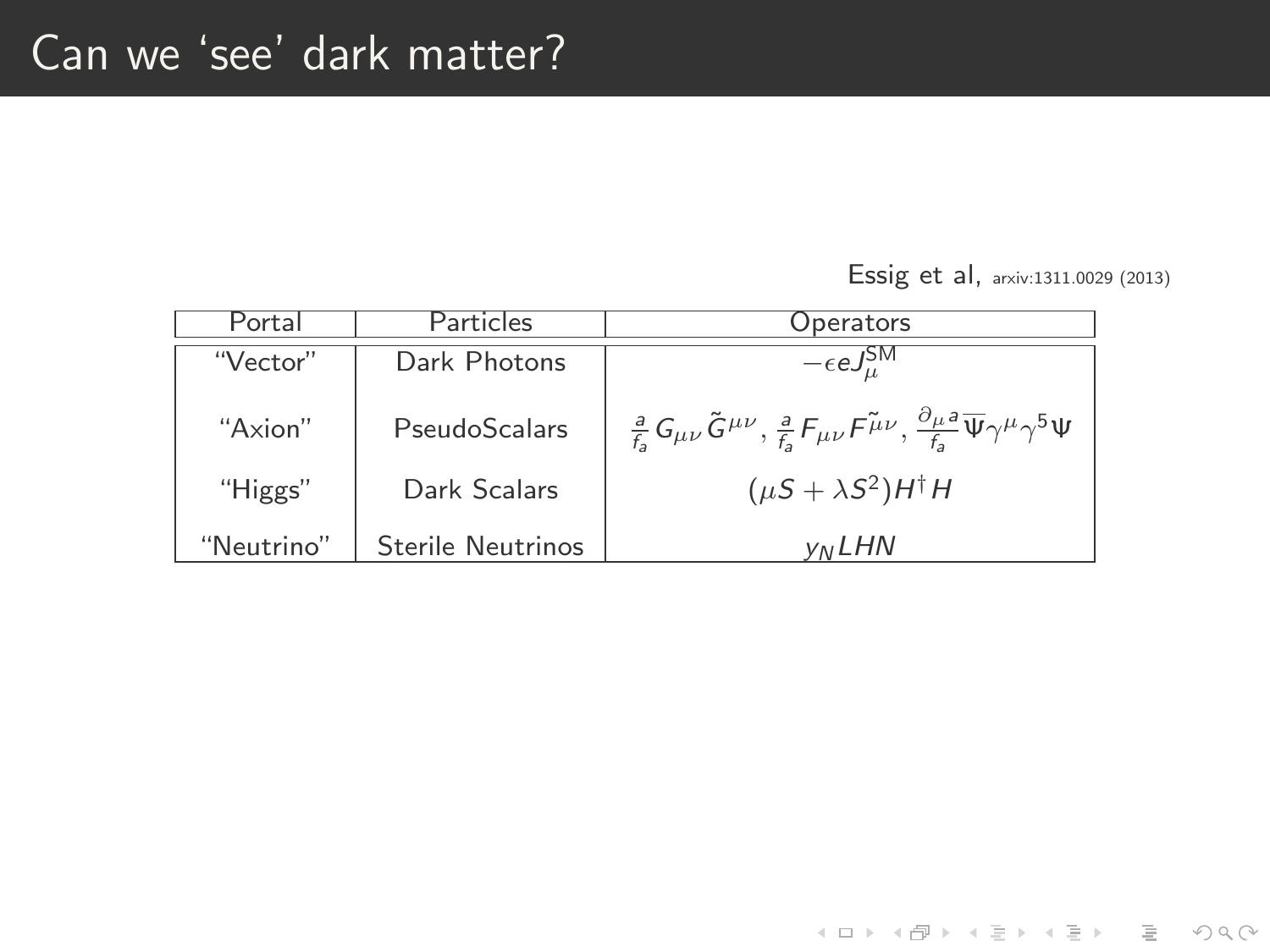# Can we 'see' dark matter?

Essig et al, arxiv:1311.0029 (2013)

| Portal | Particles | Operators |
| --- | --- | --- |
| "Vector" | Dark Photons | $-\epsilon e J_\mu^{\text{SM}}$ |
| "Axion" | PseudoScalars | $\frac{a}{f_a} G_{\mu\nu} \tilde{G}^{\mu\nu}$, $\frac{a}{f_a} F_{\mu\nu} F\tilde{\mu\nu}$, $\frac{\partial_\mu a}{f_a} \overline{\Psi} \gamma^\mu \gamma^5 \Psi$ |
| "Higgs" | Dark Scalars | $(\mu S + \lambda S^2) H^\dagger H$ |
| "Neutrino" | Sterile Neutrinos | $y_N L H N$ |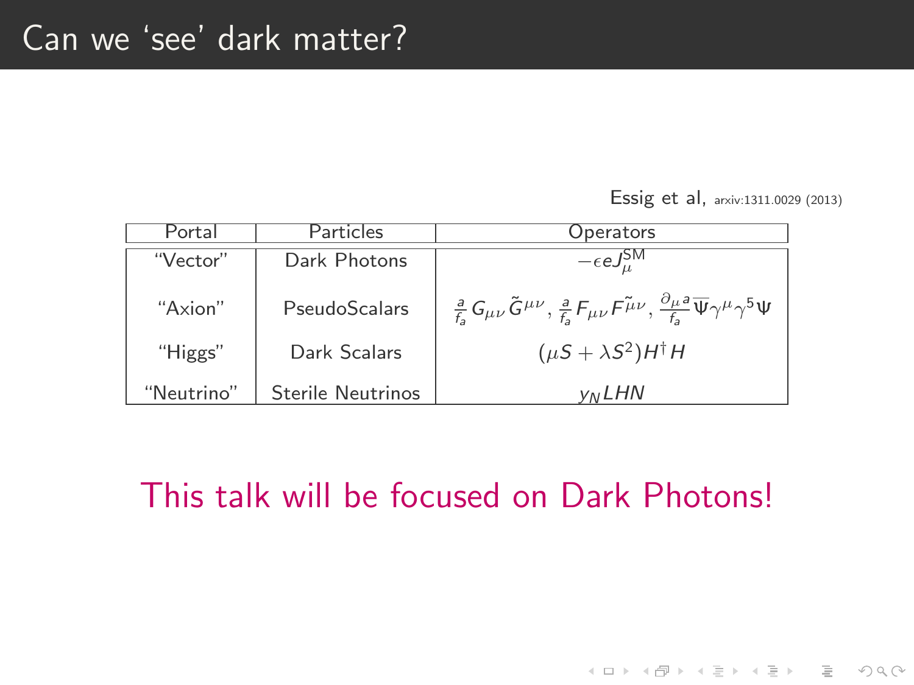# Can we 'see' dark matter?

Essig et al, arxiv:1311.0029 (2013)

| Portal | Particles | Operators |
| --- | --- | --- |
| "Vector" | Dark Photons | $-\epsilon e J_{\mu}^{\text{SM}}$ |
| "Axion" | PseudoScalars | $\frac{a}{f_a} G_{\mu\nu} \tilde{G}^{\mu\nu}$, $\frac{a}{f_a} F_{\mu\nu} F^{\tilde{\mu}\nu}$, $\frac{\partial_\mu a}{f_a} \overline{\Psi} \gamma^\mu \gamma^5 \Psi$ |
| "Higgs" | Dark Scalars | $(\mu S + \lambda S^2) H^\dagger H$ |
| "Neutrino" | Sterile Neutrinos | $y_N L H N$ |

This talk will be focused on Dark Photons!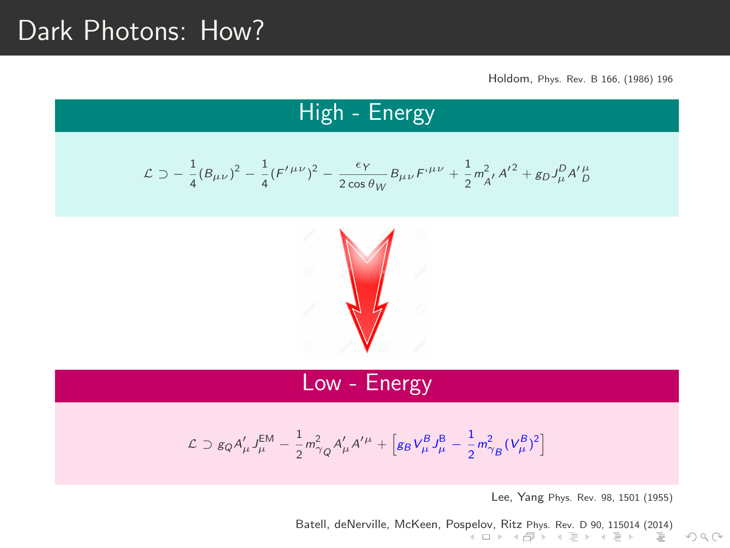# Dark Photons: How?

Holdom, Phys. Rev. B 166, (1986) 196

## High - Energy

$$\mathcal{L} \supset -\frac{1}{4}(B_{\mu\nu})^2 - \frac{1}{4}(F'^{\mu\nu})^2 - \frac{\epsilon_Y}{2\cos\theta_W} B_{\mu\nu} F'^{\mu\nu} + \frac{1}{2} m_{A'}^2 A'^2 + g_D J_\mu^D A'^\mu_D$$

## Low - Energy

$$\mathcal{L} \supset g_Q A'_\mu J_\mu^{\text{EM}} - \frac{1}{2} m_{\gamma_Q}^2 A'_\mu A'^\mu + \left[ g_B V_\mu^B J_\mu^B - \frac{1}{2} m_{\gamma_B}^2 (V_\mu^B)^2 \right]$$

Lee, Yang Phys. Rev. 98, 1501 (1955)

Batell, deNerville, McKeen, Pospelov, Ritz Phys. Rev. D 90, 115014 (2014)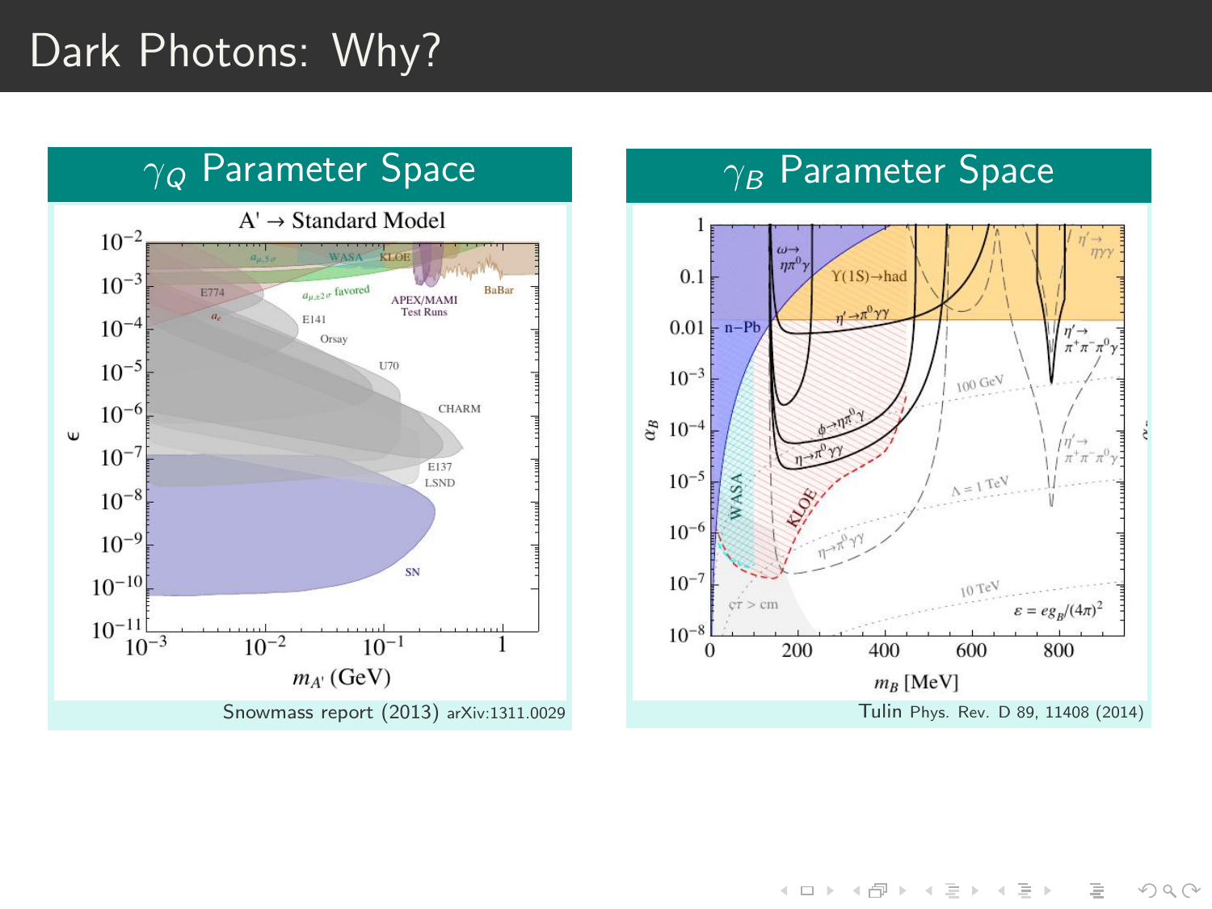# Dark Photons: Why?

## $\gamma_Q$ Parameter Space

Snowmass report (2013) arXiv:1311.0029

## $\gamma_B$ Parameter Space

Tulin Phys. Rev. D 89, 11408 (2014)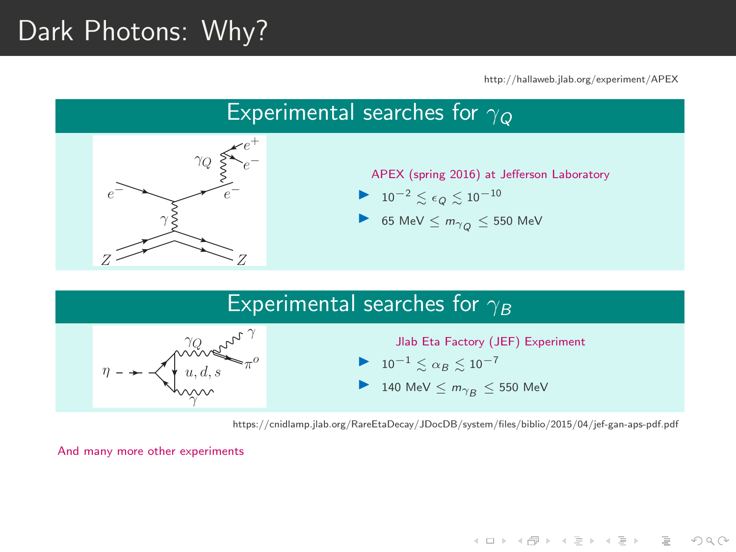# Dark Photons: Why?

http://hallaweb.jlab.org/experiment/APEX

## Experimental searches for $\gamma_Q$

APEX (spring 2016) at Jefferson Laboratory

- $10^{-2} \lesssim \epsilon_Q \lesssim 10^{-10}$
- 65 MeV $\leq m_{\gamma_Q} \leq$ 550 MeV

## Experimental searches for $\gamma_B$

Jlab Eta Factory (JEF) Experiment

- $10^{-1} \lesssim \alpha_B \lesssim 10^{-7}$
- 140 MeV $\leq m_{\gamma_B} \leq$ 550 MeV

https://cnidlamp.jlab.org/RareEtaDecay/JDocDB/system/files/biblio/2015/04/jef-gan-aps-pdf.pdf

And many more other experiments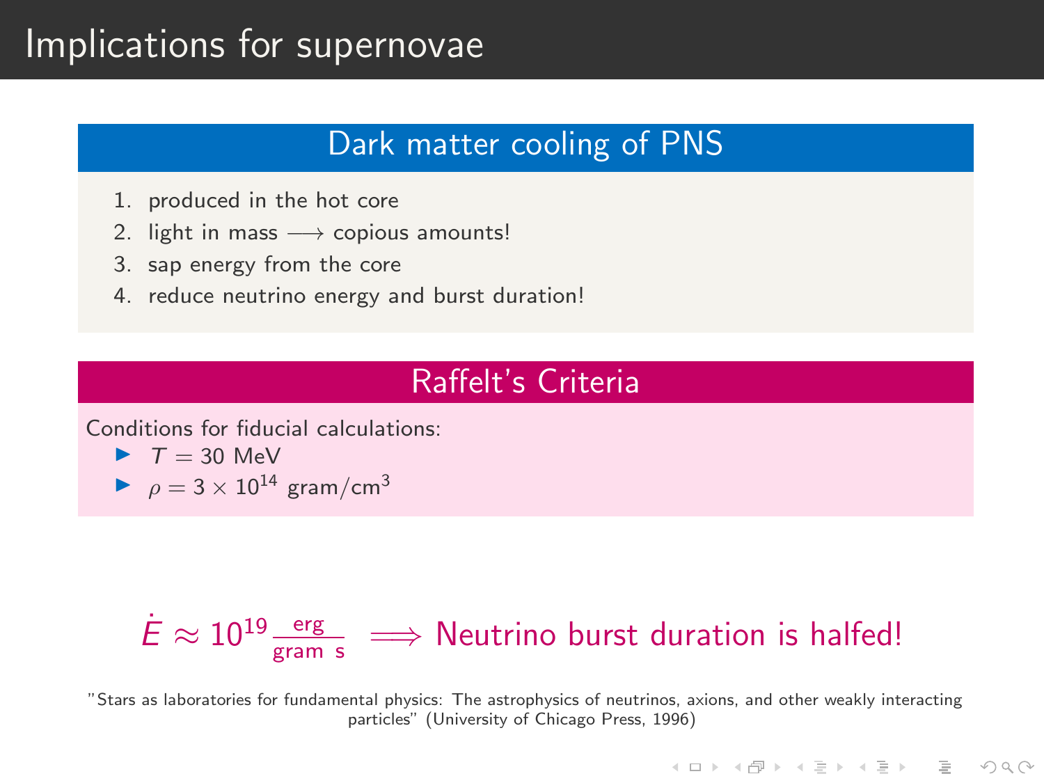# Implications for supernovae

## Dark matter cooling of PNS

1. produced in the hot core
2. light in mass $\longrightarrow$ copious amounts!
3. sap energy from the core
4. reduce neutrino energy and burst duration!

## Raffelt's Criteria

Conditions for fiducial calculations:

- $T = 30$ MeV
- $\rho = 3 \times 10^{14}$ gram/cm$^3$

$$\dot{E} \approx 10^{19} \, \frac{\text{erg}}{\text{gram s}} \implies \text{Neutrino burst duration is halfed!}$$

"Stars as laboratories for fundamental physics: The astrophysics of neutrinos, axions, and other weakly interacting particles" (University of Chicago Press, 1996)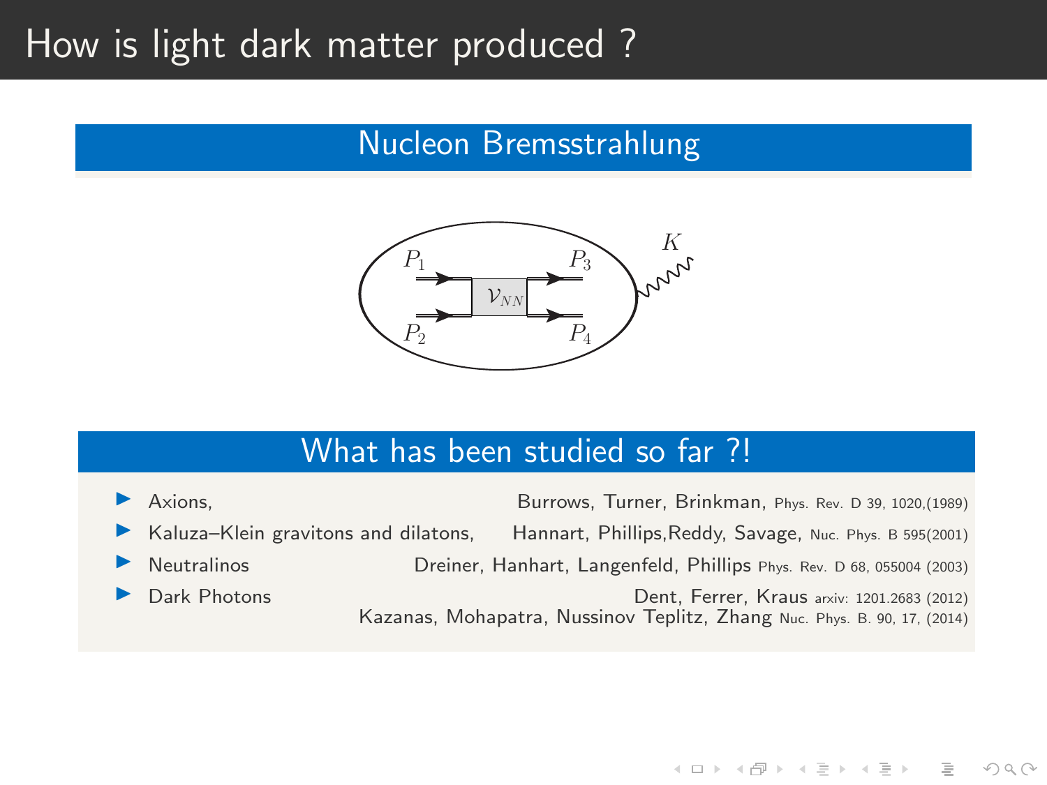# How is light dark matter produced ?

## Nucleon Bremsstrahlung

## What has been studied so far ?!

- Axions, Burrows, Turner, Brinkman, Phys. Rev. D 39, 1020,(1989)
- Kaluza–Klein gravitons and dilatons, Hannart, Phillips,Reddy, Savage, Nuc. Phys. B 595(2001)
- Neutralinos Dreiner, Hanhart, Langenfeld, Phillips Phys. Rev. D 68, 055004 (2003)
- Dark Photons Dent, Ferrer, Kraus arxiv: 1201.2683 (2012)
  Kazanas, Mohapatra, Nussinov Teplitz, Zhang Nuc. Phys. B. 90, 17, (2014)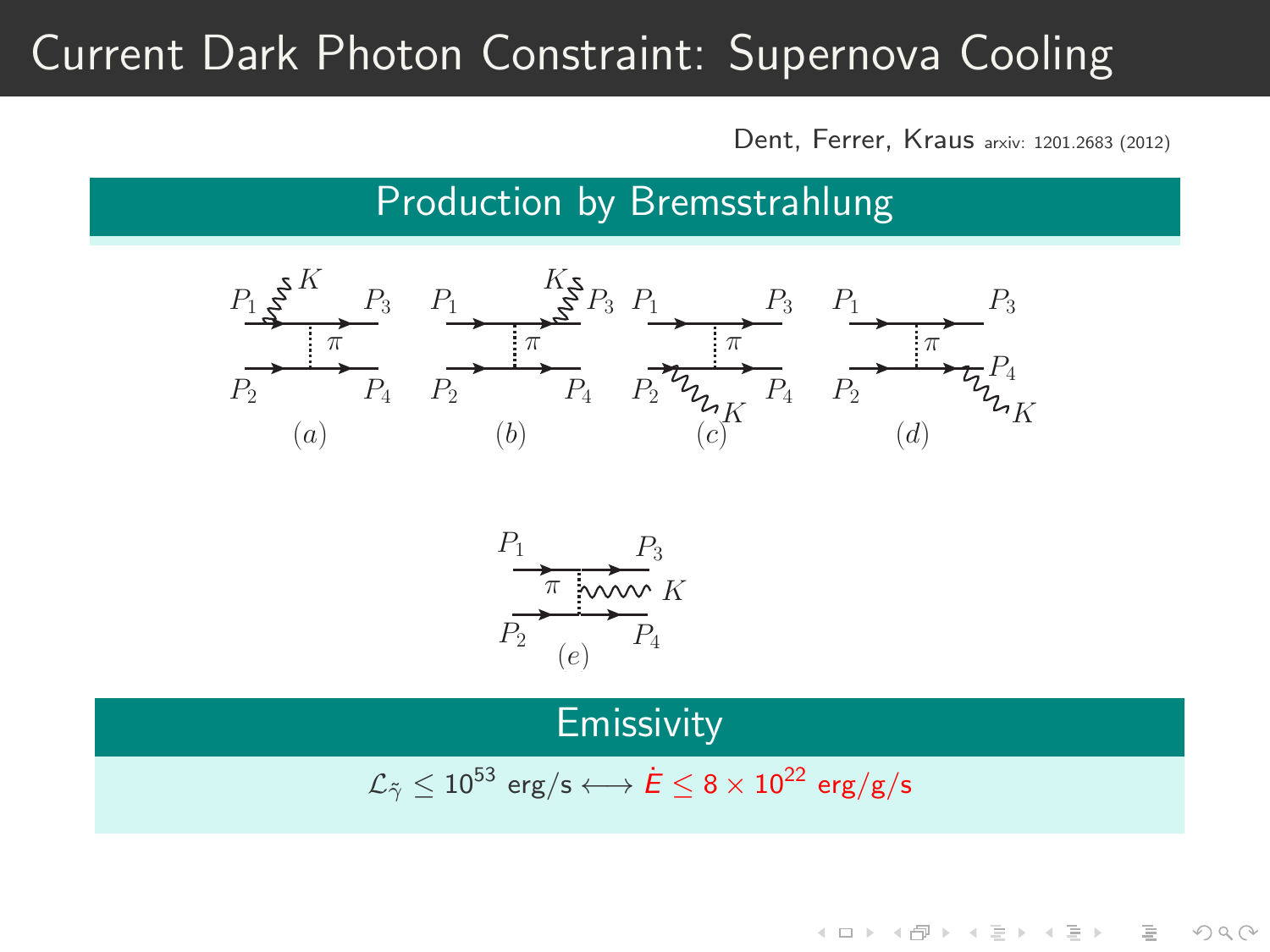# Current Dark Photon Constraint: Supernova Cooling

Dent, Ferrer, Kraus arxiv: 1201.2683 (2012)

## Production by Bremsstrahlung

$P_1$ $K$ $P_3$ $\pi$ $P_2$ $P_4$ (a)

$P_1$ $K$ $P_3$ $\pi$ $P_2$ $P_4$ (b)

$P_1$ $P_3$ $\pi$ $P_2$ $P_4$ $K$ (c)

$P_1$ $P_3$ $\pi$ $P_2$ $P_4$ $K$ (d)

$P_1$ $P_3$ $\pi$ $K$ $P_2$ $P_4$ (e)

## Emissivity

$\mathcal{L}_{\tilde{\gamma}} \leq 10^{53}$ erg/s $\longleftrightarrow$ $\dot{E} \leq 8 \times 10^{22}$ erg/g/s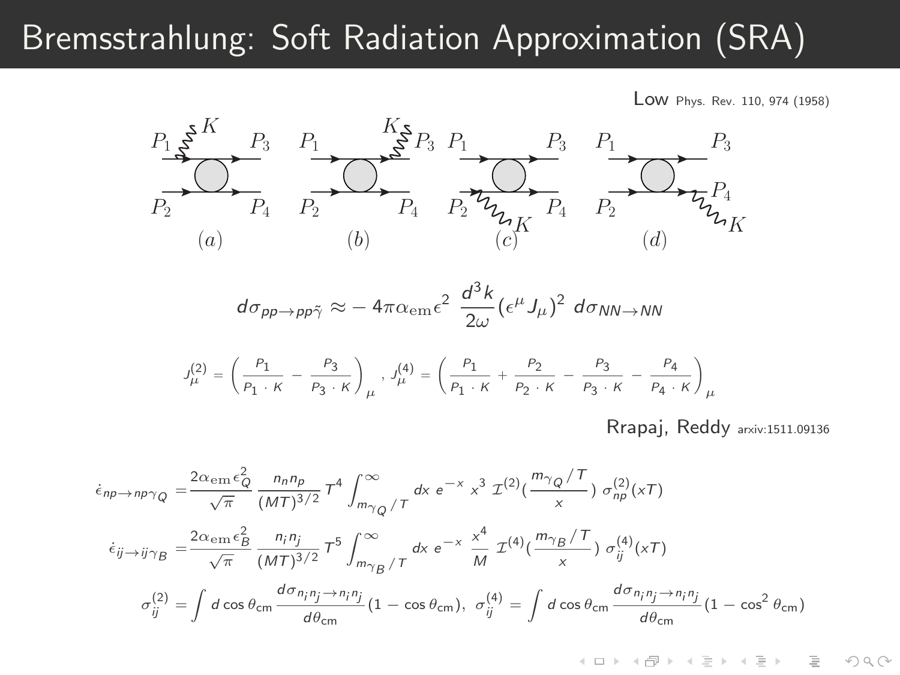# Bremsstrahlung: Soft Radiation Approximation (SRA)

Low Phys. Rev. 110, 974 (1958)

(a) (b) (c) (d)

$$d\sigma_{pp\to pp\tilde{\gamma}} \approx -4\pi\alpha_{\rm em}\epsilon^2 \, \frac{d^3k}{2\omega}(\epsilon^\mu J_\mu)^2 \, d\sigma_{NN\to NN}$$

$$J^{(2)}_\mu = \left(\frac{P_1}{P_1\cdot K} - \frac{P_3}{P_3\cdot K}\right)_\mu, \; J^{(4)}_\mu = \left(\frac{P_1}{P_1\cdot K} + \frac{P_2}{P_2\cdot K} - \frac{P_3}{P_3\cdot K} - \frac{P_4}{P_4\cdot K}\right)_\mu$$

Rrapaj, Reddy arxiv:1511.09136

$$\dot{\epsilon}_{np\to np\gamma_Q} = \frac{2\alpha_{\rm em}\epsilon_Q^2}{\sqrt{\pi}} \, \frac{n_n n_p}{(MT)^{3/2}} \, T^4 \int_{m_{\gamma_Q}/T}^{\infty} dx \; e^{-x} \; x^3 \; \mathcal{I}^{(2)}\left(\frac{m_{\gamma_Q}/T}{x}\right) \, \sigma^{(2)}_{np}(xT)$$

$$\dot{\epsilon}_{ij\to ij\gamma_B} = \frac{2\alpha_{\rm em}\epsilon_B^2}{\sqrt{\pi}} \, \frac{n_i n_j}{(MT)^{3/2}} \, T^5 \int_{m_{\gamma_B}/T}^{\infty} dx \; e^{-x} \; \frac{x^4}{M} \; \mathcal{I}^{(4)}\left(\frac{m_{\gamma_B}/T}{x}\right) \, \sigma^{(4)}_{ij}(xT)$$

$$\sigma^{(2)}_{ij} = \int d\cos\theta_{\rm cm} \, \frac{d\sigma_{n_i n_j\to n_i n_j}}{d\theta_{\rm cm}}(1-\cos\theta_{\rm cm}), \;\; \sigma^{(4)}_{ij} = \int d\cos\theta_{\rm cm} \, \frac{d\sigma_{n_i n_j\to n_i n_j}}{d\theta_{\rm cm}}(1-\cos^2\theta_{\rm cm})$$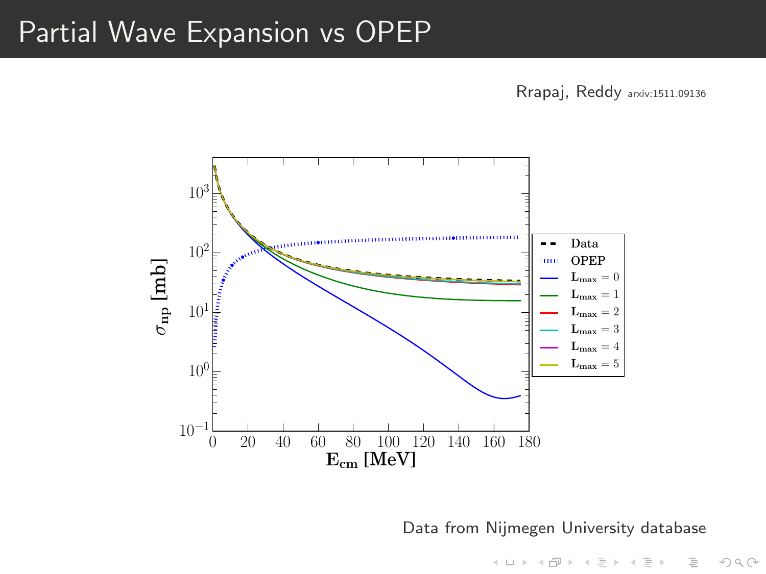# Partial Wave Expansion vs OPEP

Rrapaj, Reddy arxiv:1511.09136

Data from Nijmegen University database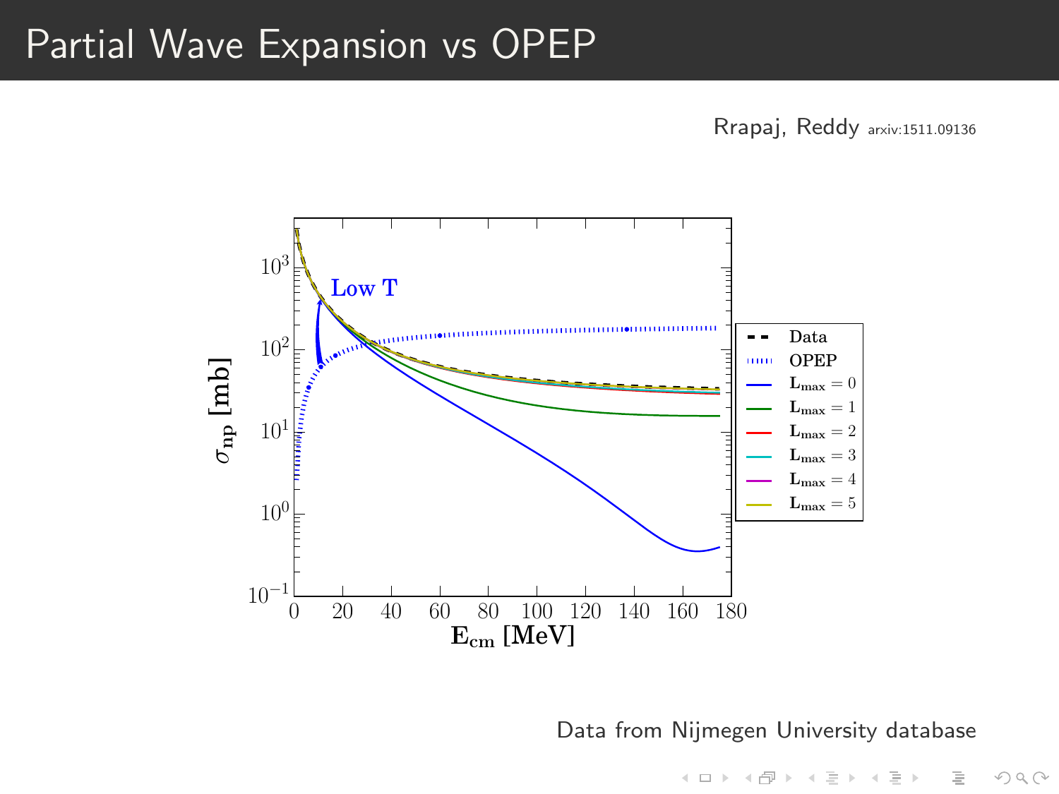# Partial Wave Expansion vs OPEP

Rrapaj, Reddy arxiv:1511.09136

Data from Nijmegen University database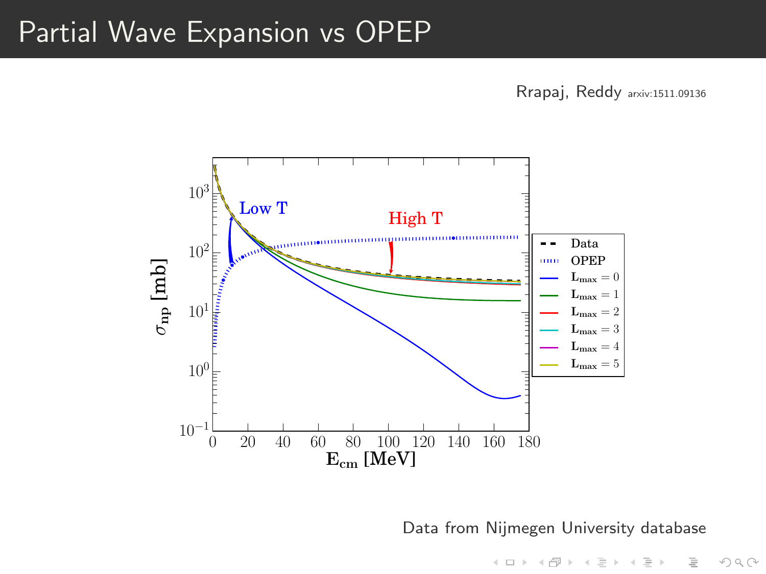# Partial Wave Expansion vs OPEP

Rrapaj, Reddy arxiv:1511.09136

Data from Nijmegen University database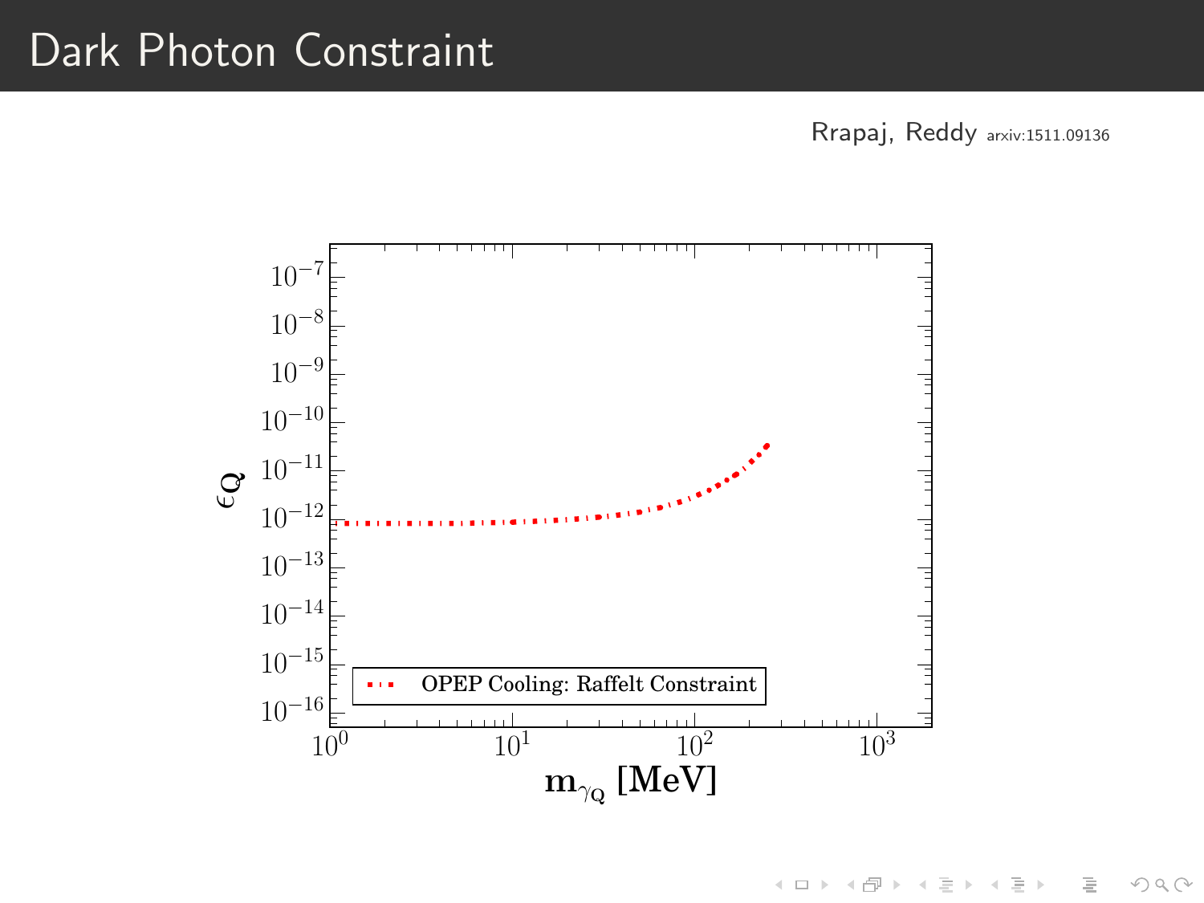# Dark Photon Constraint

Rrapaj, Reddy arxiv:1511.09136

OPEP Cooling: Raffelt Constraint

$\epsilon_Q$

$m_{\gamma_Q}$ [MeV]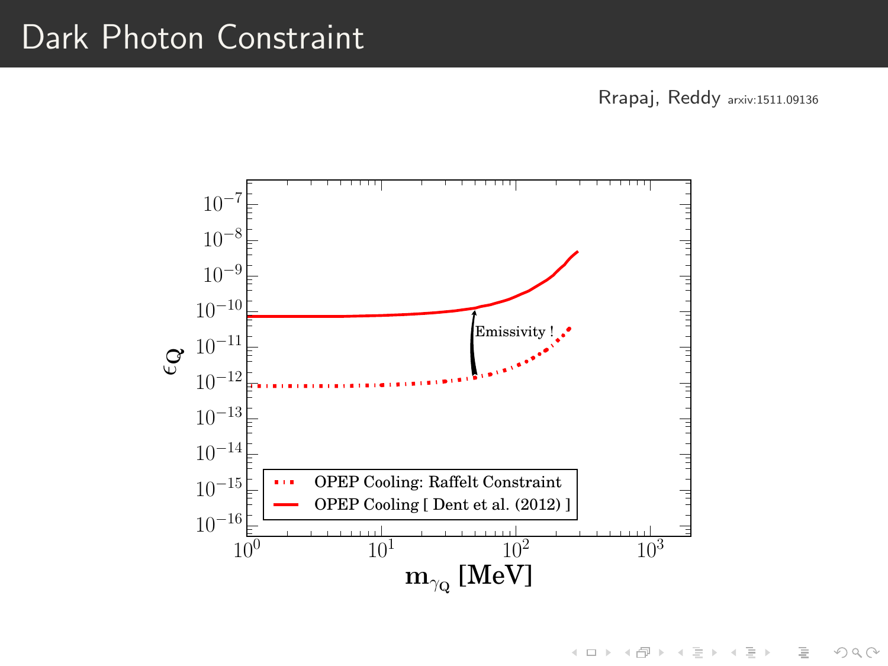# Dark Photon Constraint

Rrapaj, Reddy arxiv:1511.09136

$10^{-7}$
$10^{-8}$
$10^{-9}$
$10^{-10}$
$10^{-11}$
$10^{-12}$
$10^{-13}$
$10^{-14}$
$10^{-15}$
$10^{-16}$

$\epsilon_Q$

Emissivity !

OPEP Cooling: Raffelt Constraint

OPEP Cooling [ Dent et al. (2012) ]

$10^0$ $10^1$ $10^2$ $10^3$

$\mathbf{m}_{\gamma_Q}$ **[MeV]**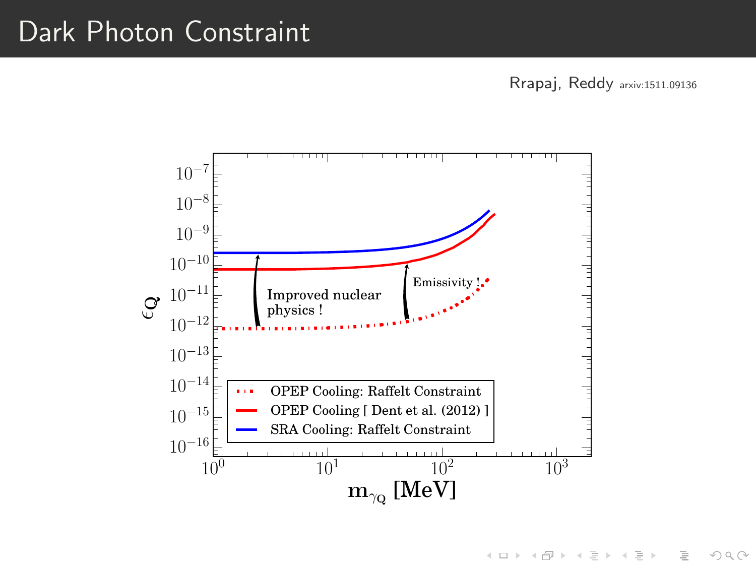# Dark Photon Constraint

Rrapaj, Reddy arxiv:1511.09136

$\epsilon_Q$

$10^{-7}$ $10^{-8}$ $10^{-9}$ $10^{-10}$ $10^{-11}$ $10^{-12}$ $10^{-13}$ $10^{-14}$ $10^{-15}$ $10^{-16}$

$10^{0}$ $10^{1}$ $10^{2}$ $10^{3}$

$m_{\gamma_Q}$ [MeV]

Improved nuclear physics !

Emissivity !

- OPEP Cooling: Raffelt Constraint
- OPEP Cooling [ Dent et al. (2012) ]
- SRA Cooling: Raffelt Constraint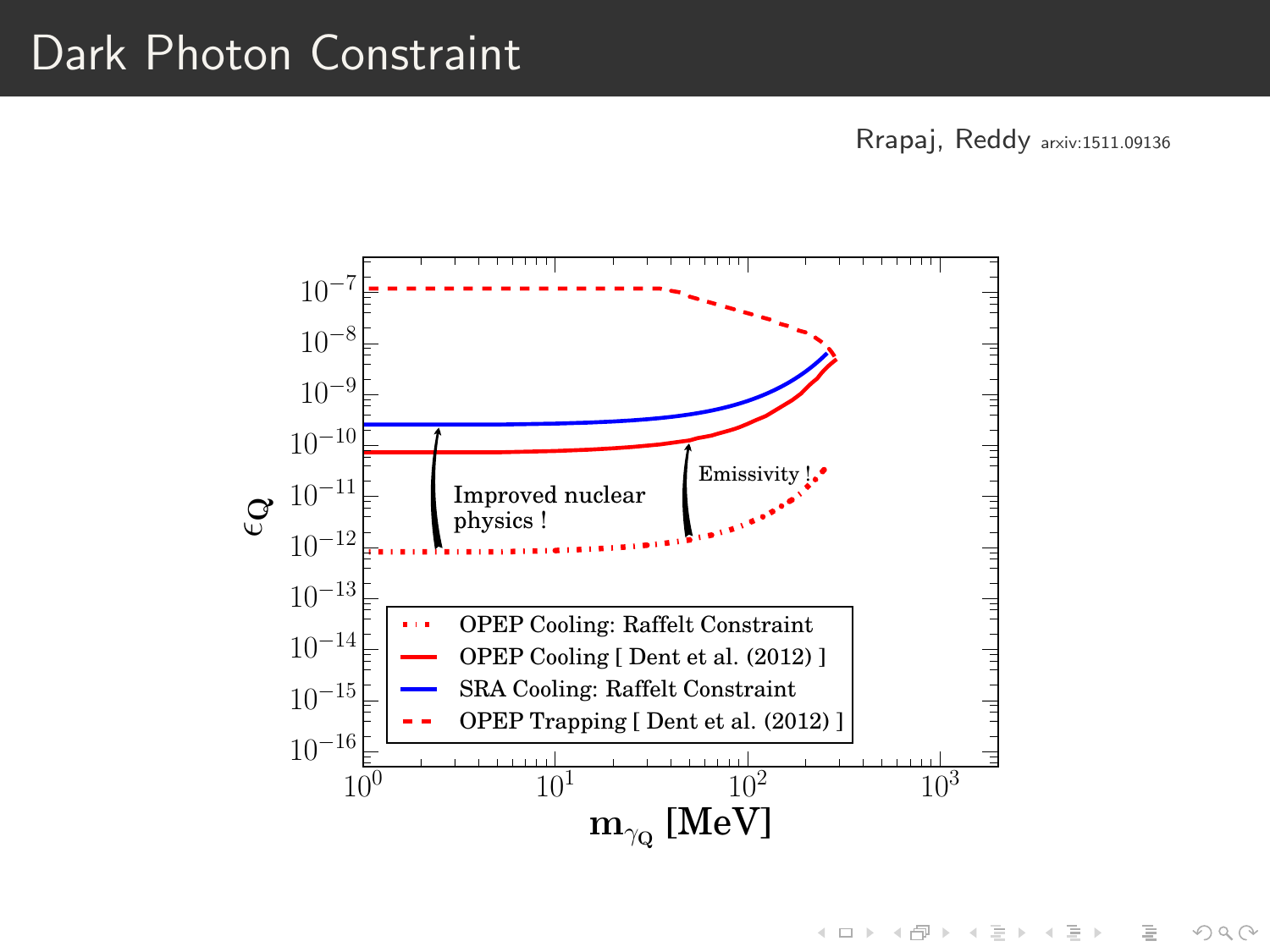# Dark Photon Constraint

Rrapaj, Reddy arxiv:1511.09136

$\epsilon_Q$

$10^{-7}$ $10^{-8}$ $10^{-9}$ $10^{-10}$ $10^{-11}$ $10^{-12}$ $10^{-13}$ $10^{-14}$ $10^{-15}$ $10^{-16}$

$10^{0}$ $10^{1}$ $10^{2}$ $10^{3}$

$\mathbf{m_{\gamma_Q}}$ **[MeV]**

Improved nuclear physics !

Emissivity !

- OPEP Cooling: Raffelt Constraint
- OPEP Cooling [ Dent et al. (2012) ]
- SRA Cooling: Raffelt Constraint
- OPEP Trapping [ Dent et al. (2012) ]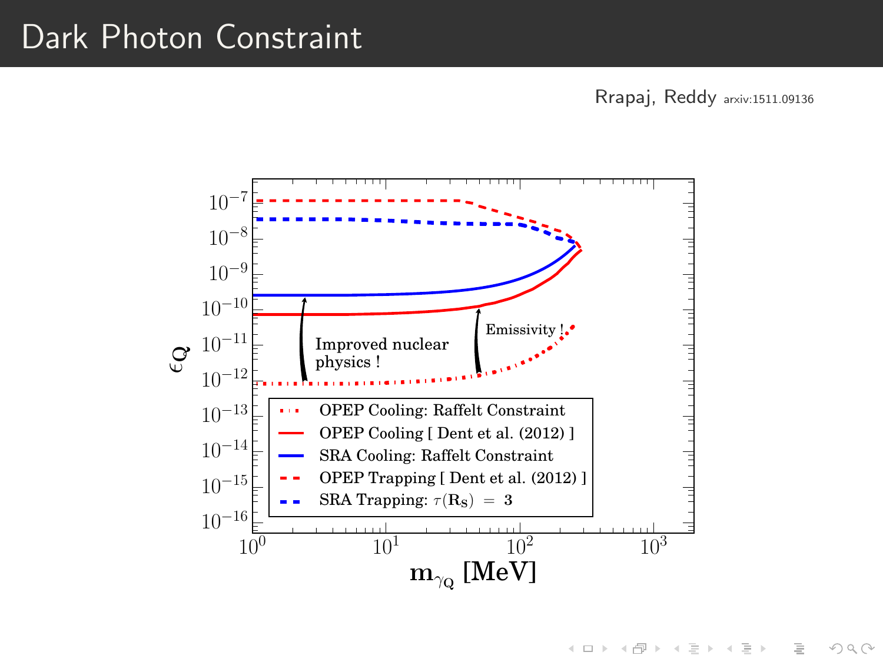# Dark Photon Constraint

Rrapaj, Reddy arxiv:1511.09136

| Curve | Label |
| --- | --- |
| Red dotted | OPEP Cooling: Raffelt Constraint |
| Red solid | OPEP Cooling [ Dent et al. (2012) ] |
| Blue solid | SRA Cooling: Raffelt Constraint |
| Red dashed | OPEP Trapping [ Dent et al. (2012) ] |
| Blue dashed | SRA Trapping: $\tau(R_S) = 3$ |

Annotations: "Improved nuclear physics !", "Emissivity !"

Axes: $\epsilon_Q$ (from $10^{-16}$ to $10^{-7}$) vs. $m_{\gamma_Q}$ [MeV] (from $10^0$ to $10^3$)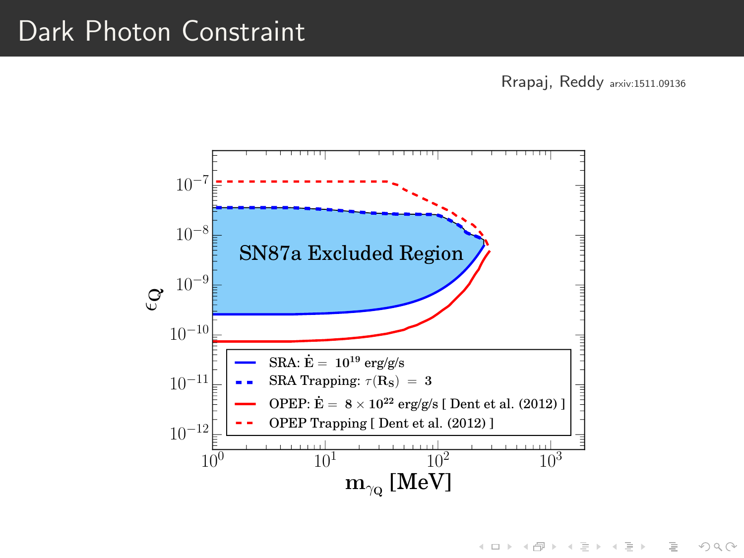# Dark Photon Constraint

Rrapaj, Reddy arxiv:1511.09136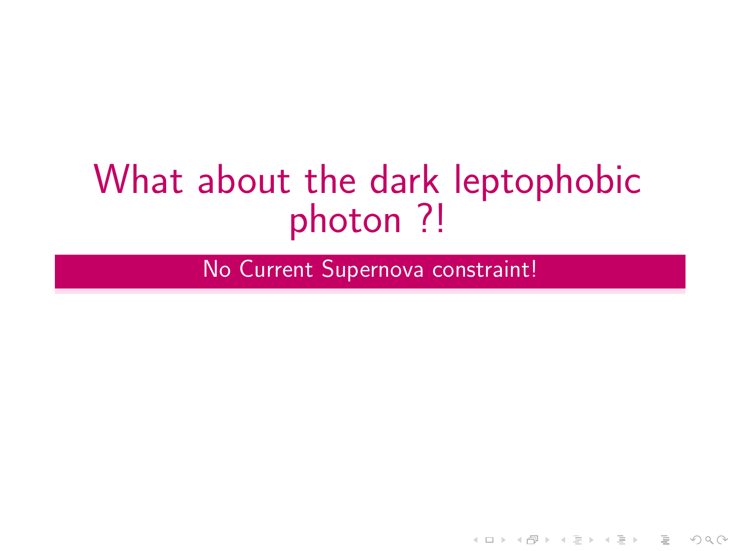# What about the dark leptophobic photon ?!

No Current Supernova constraint!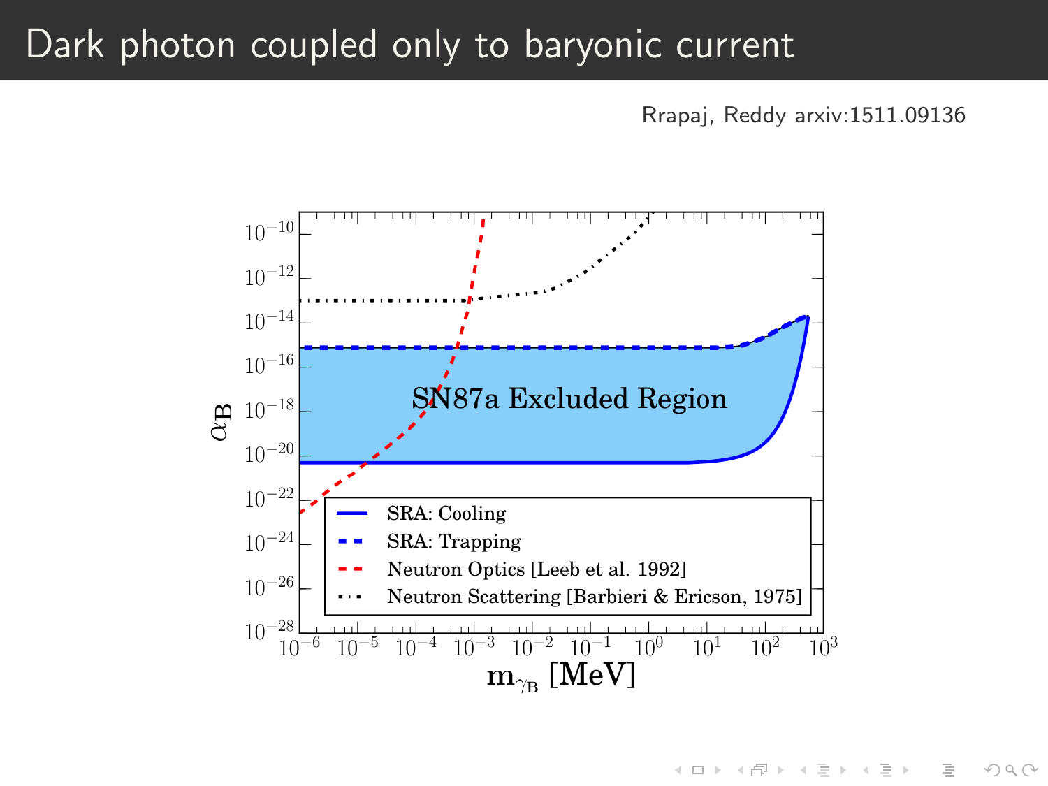# Dark photon coupled only to baryonic current

Rrapaj, Reddy arxiv:1511.09136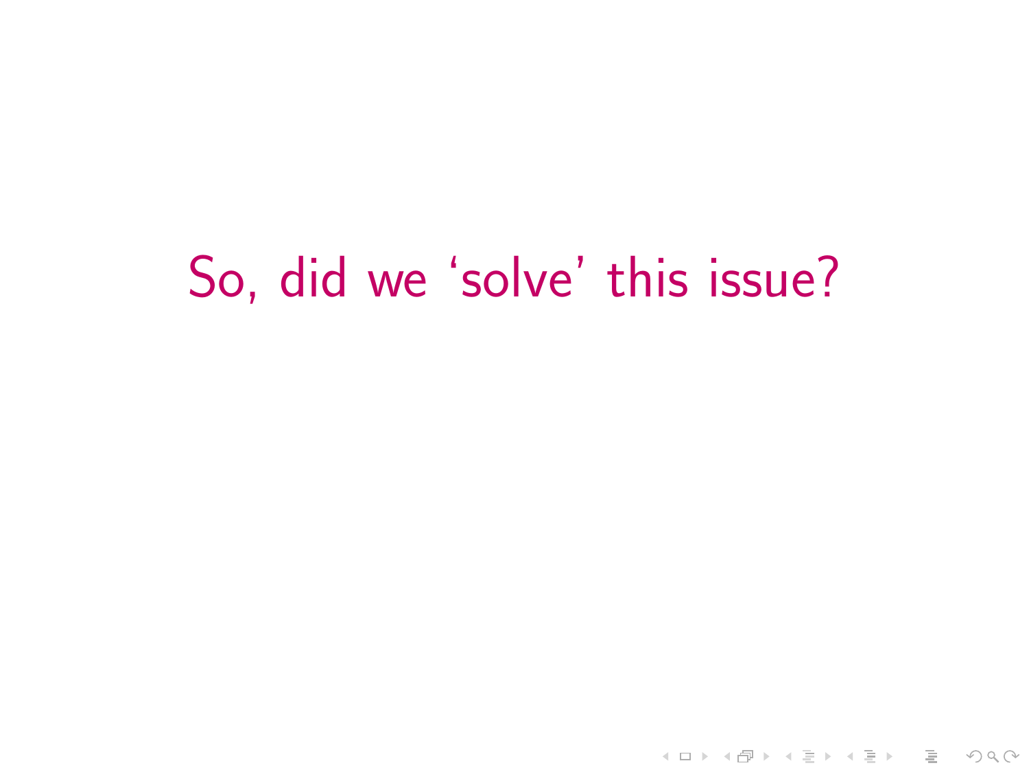# So, did we ‘solve’ this issue?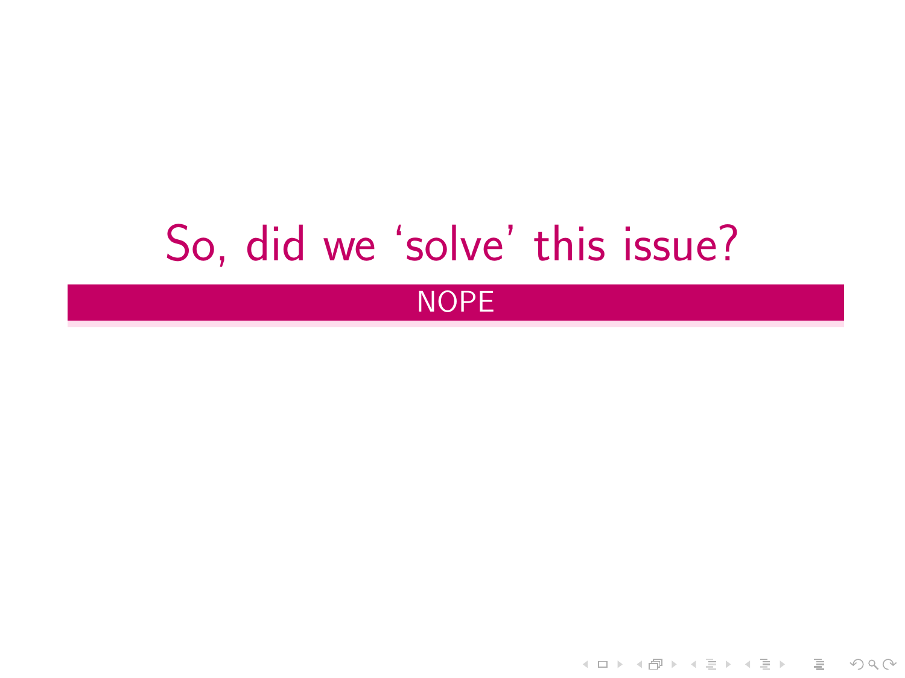# So, did we ‘solve’ this issue?

NOPE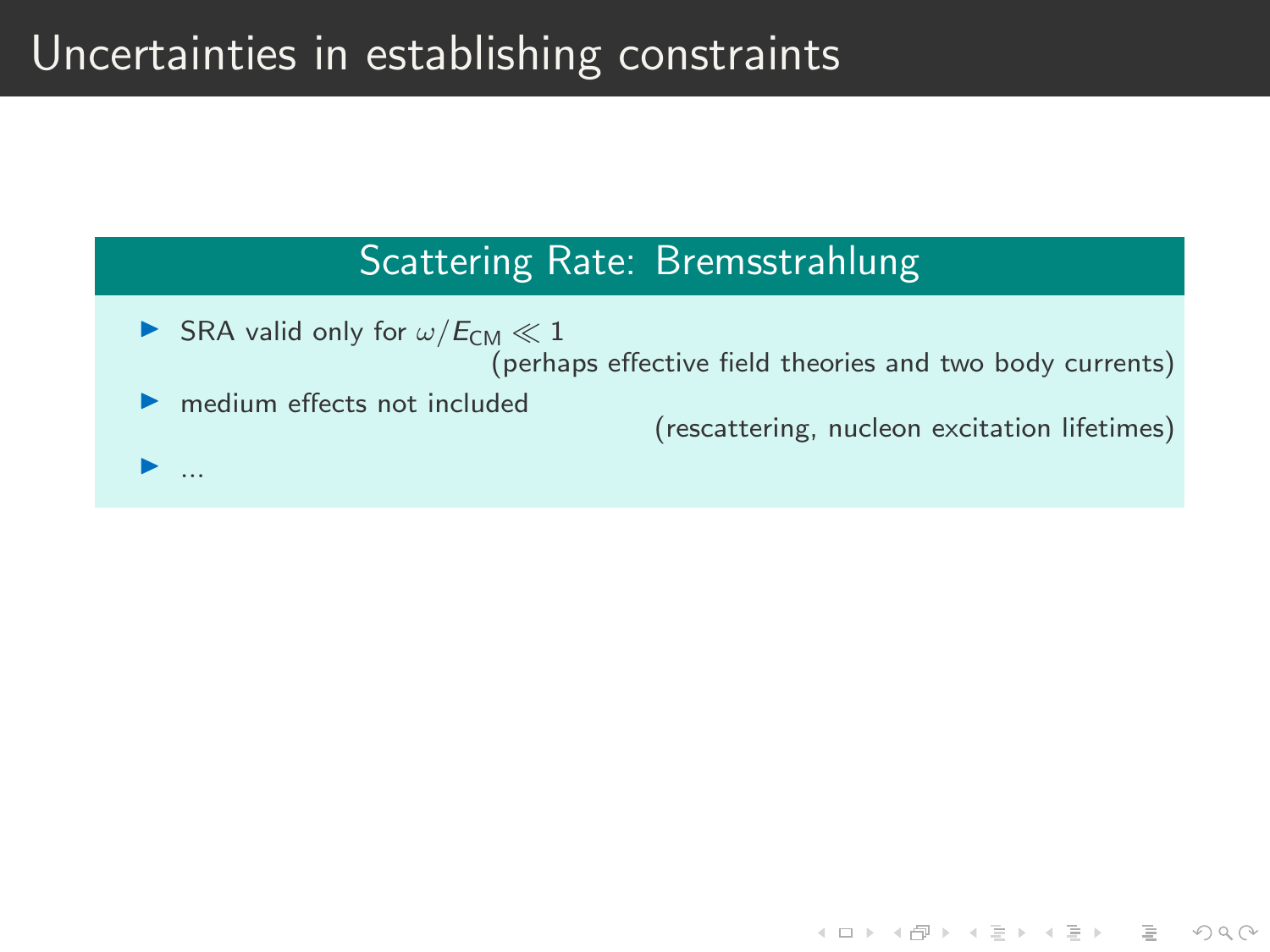# Uncertainties in establishing constraints

## Scattering Rate: Bremsstrahlung

- SRA valid only for $\omega/E_{\mathrm{CM}} \ll 1$
  (perhaps effective field theories and two body currents)
- medium effects not included
  (rescattering, nucleon excitation lifetimes)
- ...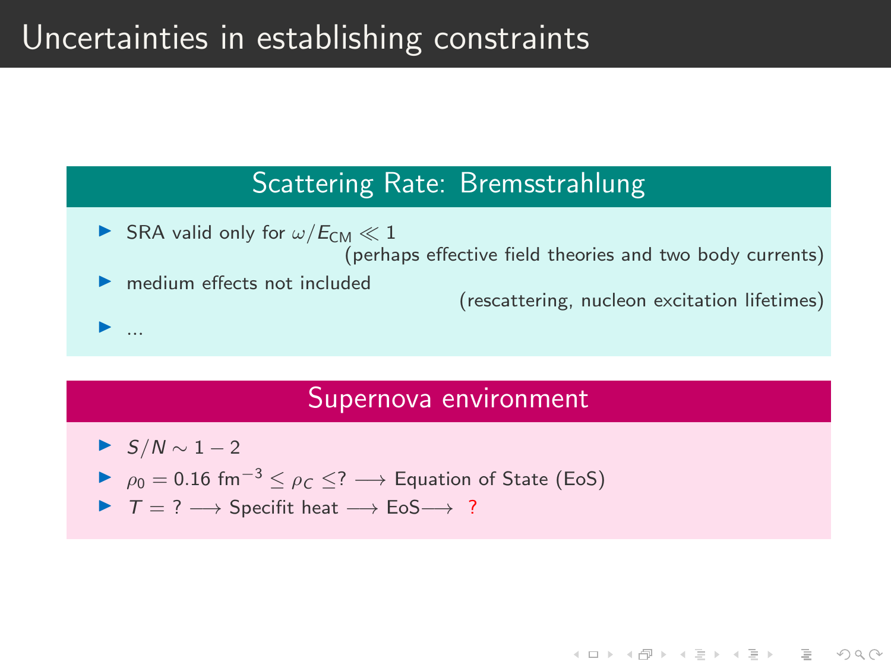# Uncertainties in establishing constraints

## Scattering Rate: Bremsstrahlung

- SRA valid only for $\omega/E_{CM} \ll 1$
  (perhaps effective field theories and two body currents)
- medium effects not included
  (rescattering, nucleon excitation lifetimes)
- ...

## Supernova environment

- $S/N \sim 1-2$
- $\rho_0 = 0.16\ \text{fm}^{-3} \leq \rho_C \leq ? \longrightarrow$ Equation of State (EoS)
- $T = ? \longrightarrow$ Specifit heat $\longrightarrow$ EoS$\longrightarrow$ ?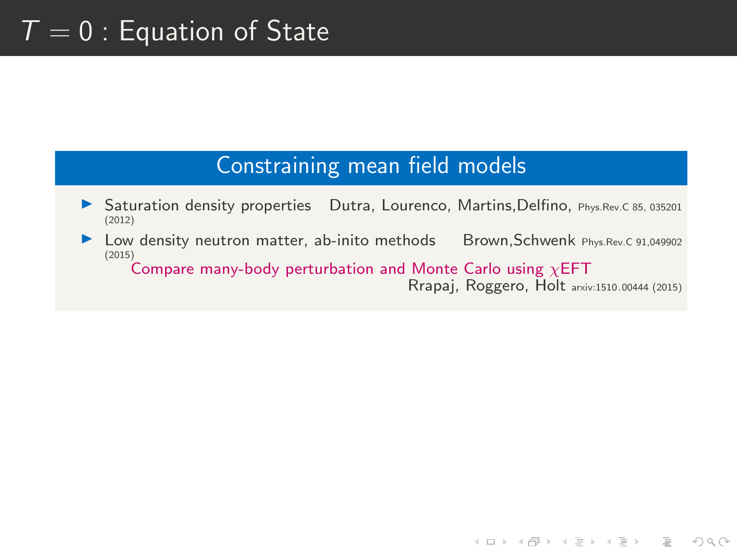# $T = 0$ : Equation of State

## Constraining mean field models

- Saturation density properties Dutra, Lourenco, Martins,Delfino, Phys.Rev.C 85, 035201 (2012)
- Low density neutron matter, ab-inito methods Brown,Schwenk Phys.Rev.C 91,049902 (2015)

  Compare many-body perturbation and Monte Carlo using $\chi$EFT

  Rrapaj, Roggero, Holt arxiv:1510.00444 (2015)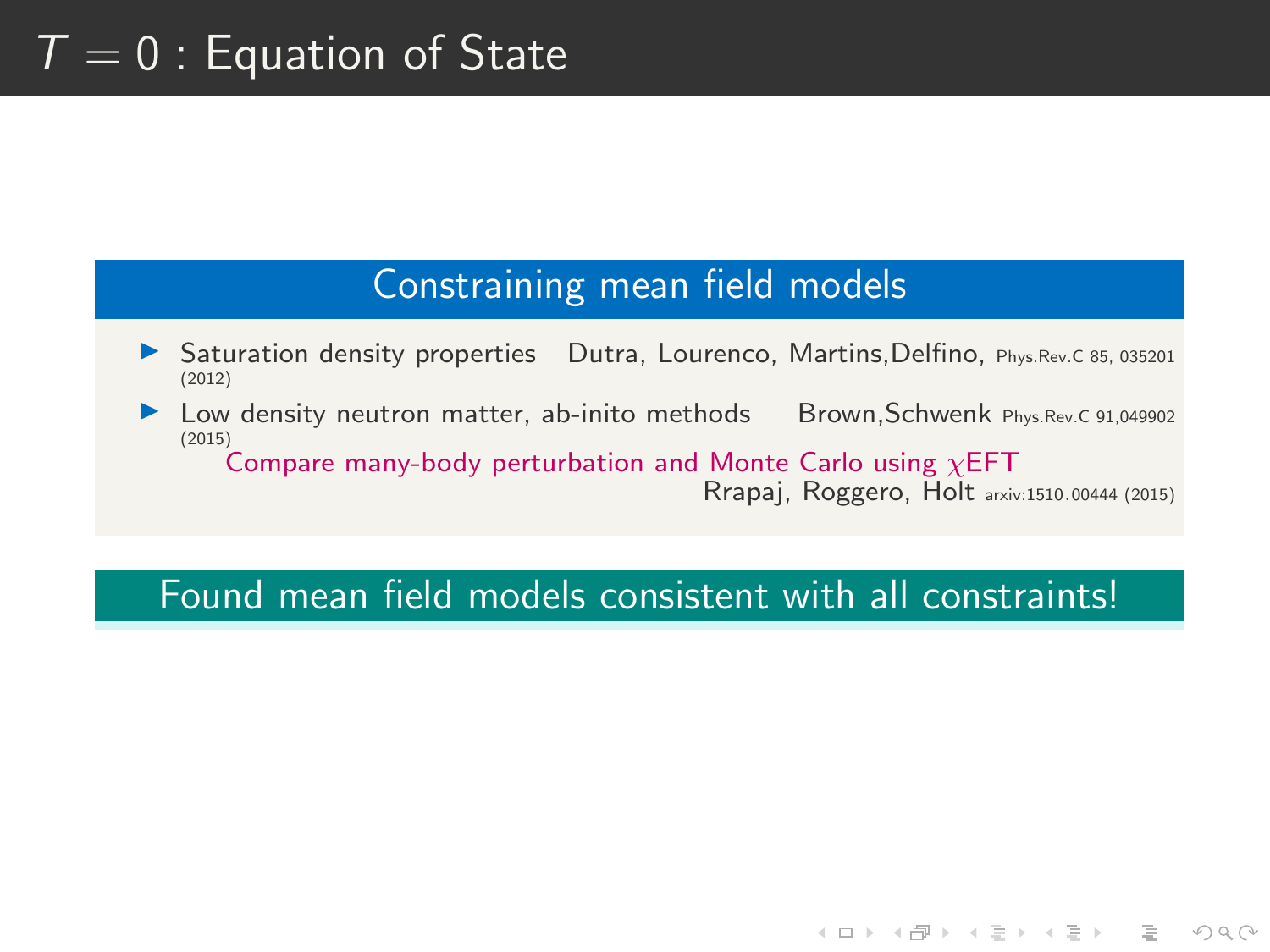# $T = 0$ : Equation of State

## Constraining mean field models

- Saturation density properties  Dutra, Lourenco, Martins, Delfino, Phys.Rev.C 85, 035201 (2012)
- Low density neutron matter, ab-inito methods  Brown, Schwenk Phys.Rev.C 91, 049902 (2015)

  Compare many-body perturbation and Monte Carlo using $\chi$EFT

  Rrapaj, Roggero, Holt arxiv:1510.00444 (2015)

## Found mean field models consistent with all constraints!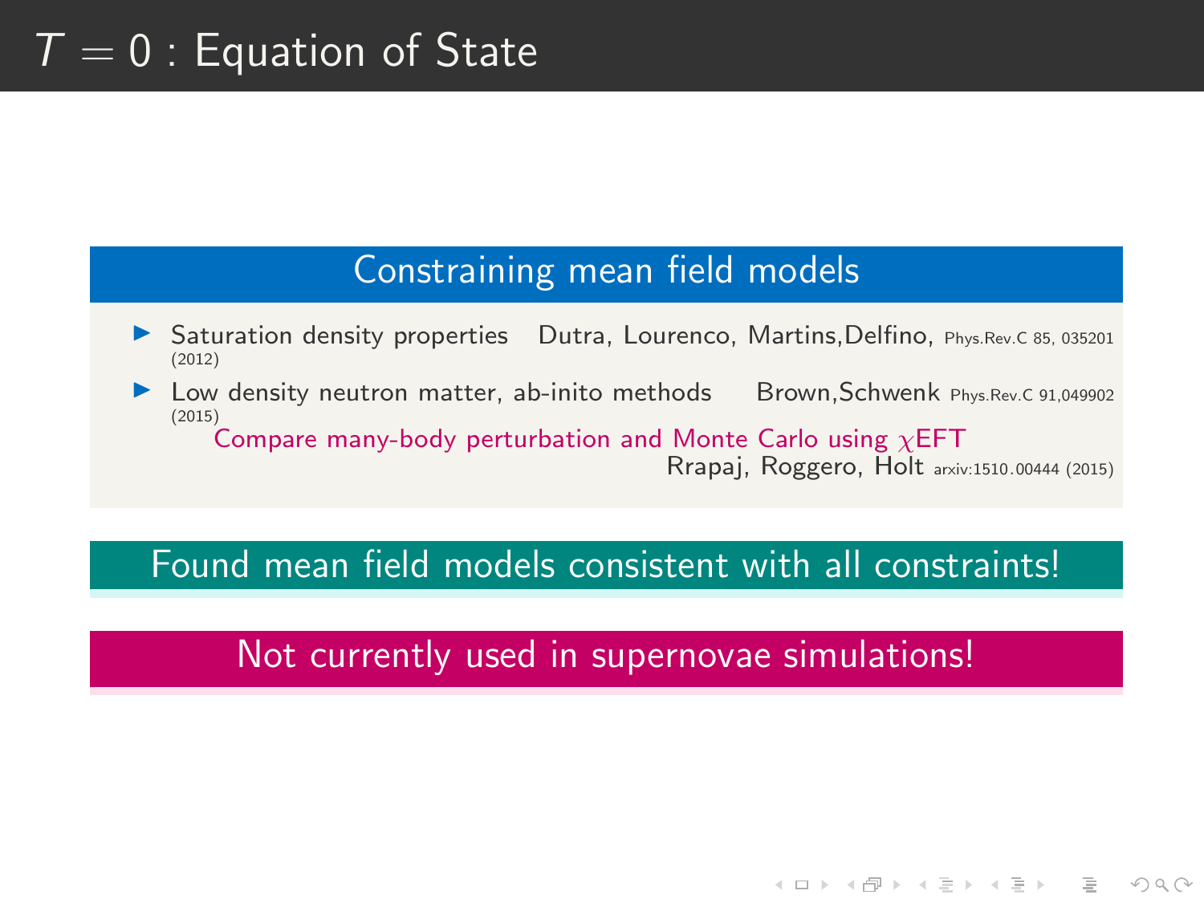# $T = 0$ : Equation of State

## Constraining mean field models

- Saturation density properties  Dutra, Lourenco, Martins, Delfino, Phys.Rev.C 85, 035201 (2012)
- Low density neutron matter, ab-inito methods  Brown, Schwenk Phys.Rev.C 91, 049902 (2015)

  Compare many-body perturbation and Monte Carlo using $\chi$EFT

  Rrapaj, Roggero, Holt arxiv:1510.00444 (2015)

**Found mean field models consistent with all constraints!**

**Not currently used in supernovae simulations!**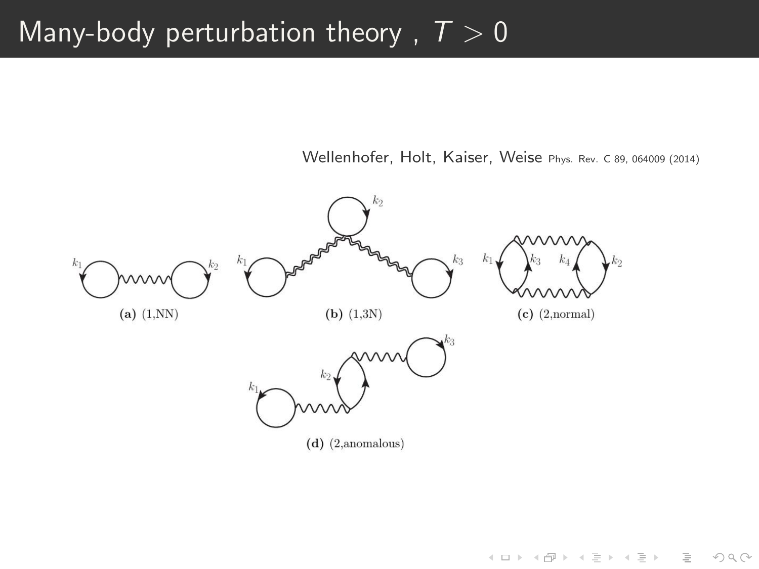# Many-body perturbation theory , $T > 0$

Wellenhofer, Holt, Kaiser, Weise Phys. Rev. C 89, 064009 (2014)

**(a)** (1,NN)

**(b)** (1,3N)

**(c)** (2,normal)

**(d)** (2,anomalous)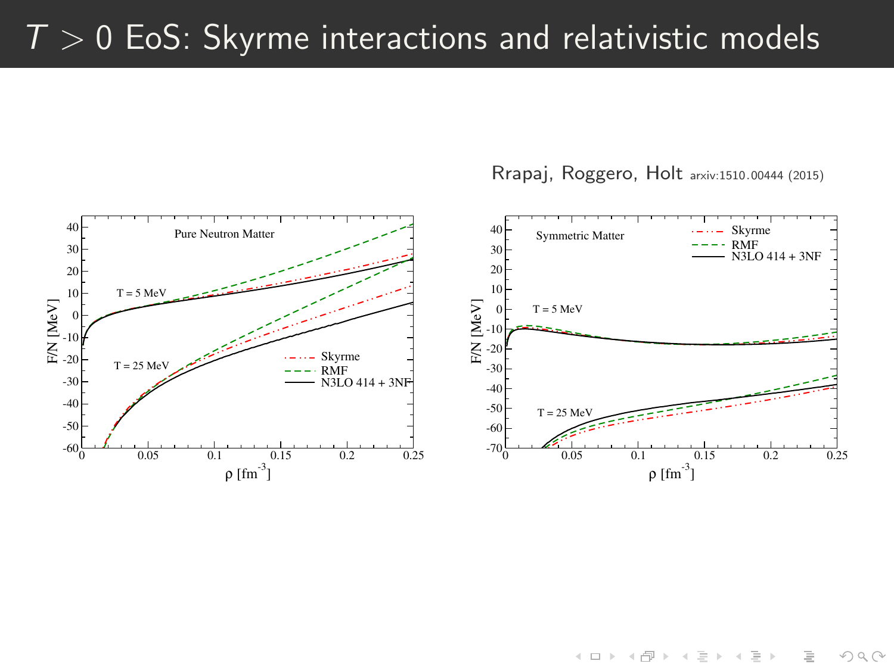# $T > 0$ EoS: Skyrme interactions and relativistic models

Rrapaj, Roggero, Holt arxiv:1510.00444 (2015)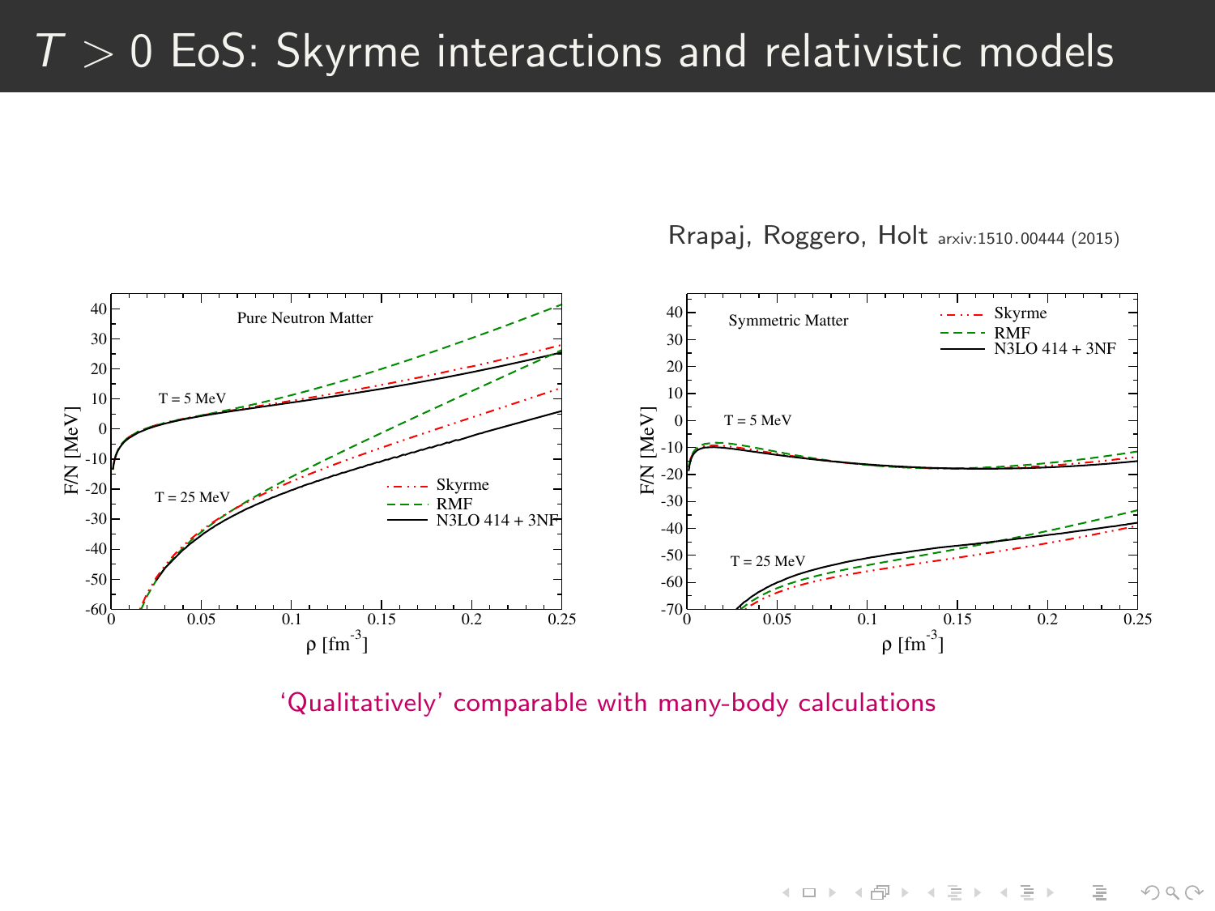# $T > 0$ EoS: Skyrme interactions and relativistic models

Rrapaj, Roggero, Holt arxiv:1510.00444 (2015)

'Qualitatively' comparable with many-body calculations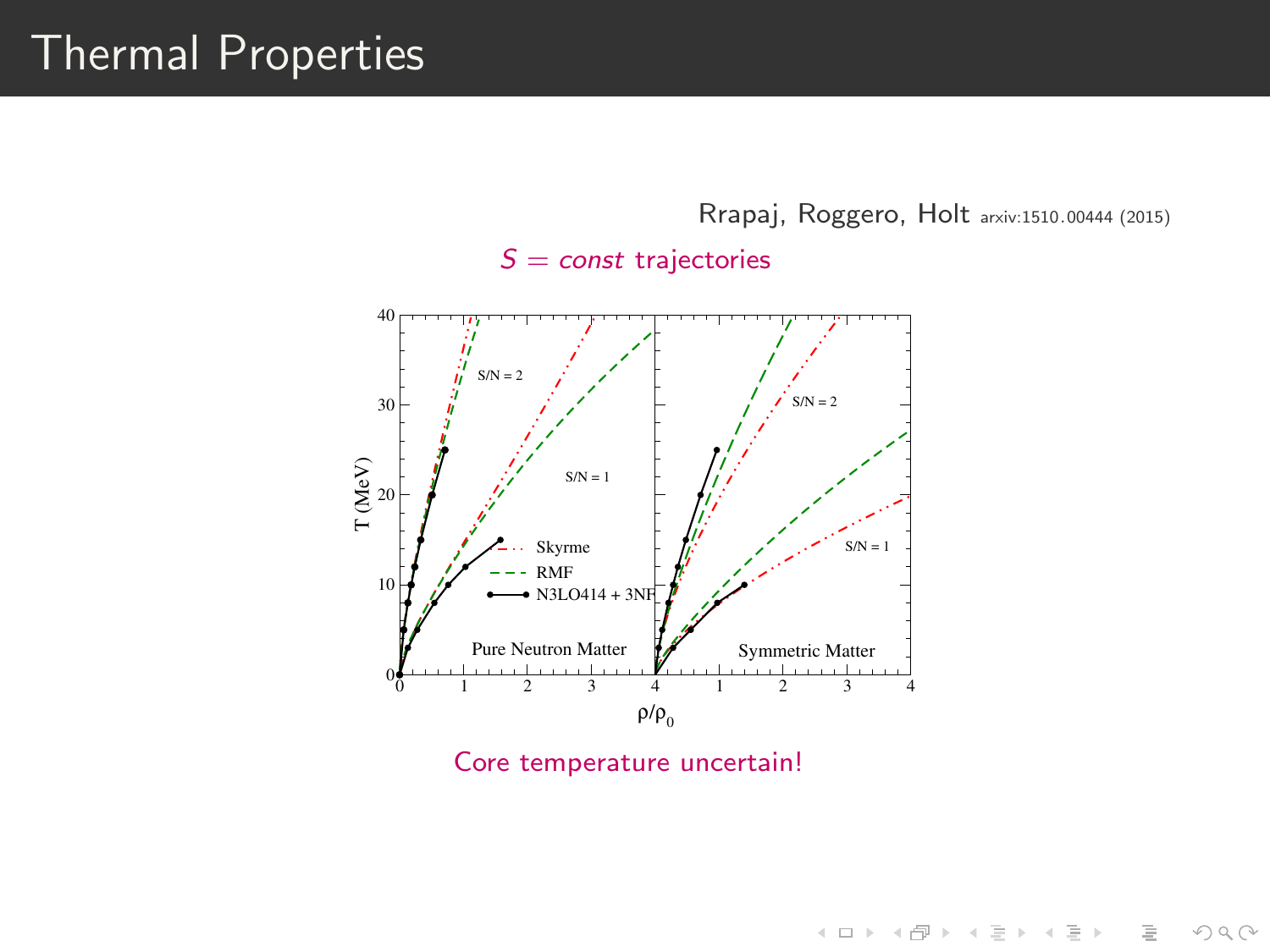# Thermal Properties

Rrapaj, Roggero, Holt arxiv:1510.00444 (2015)

$S = const$ trajectories

Core temperature uncertain!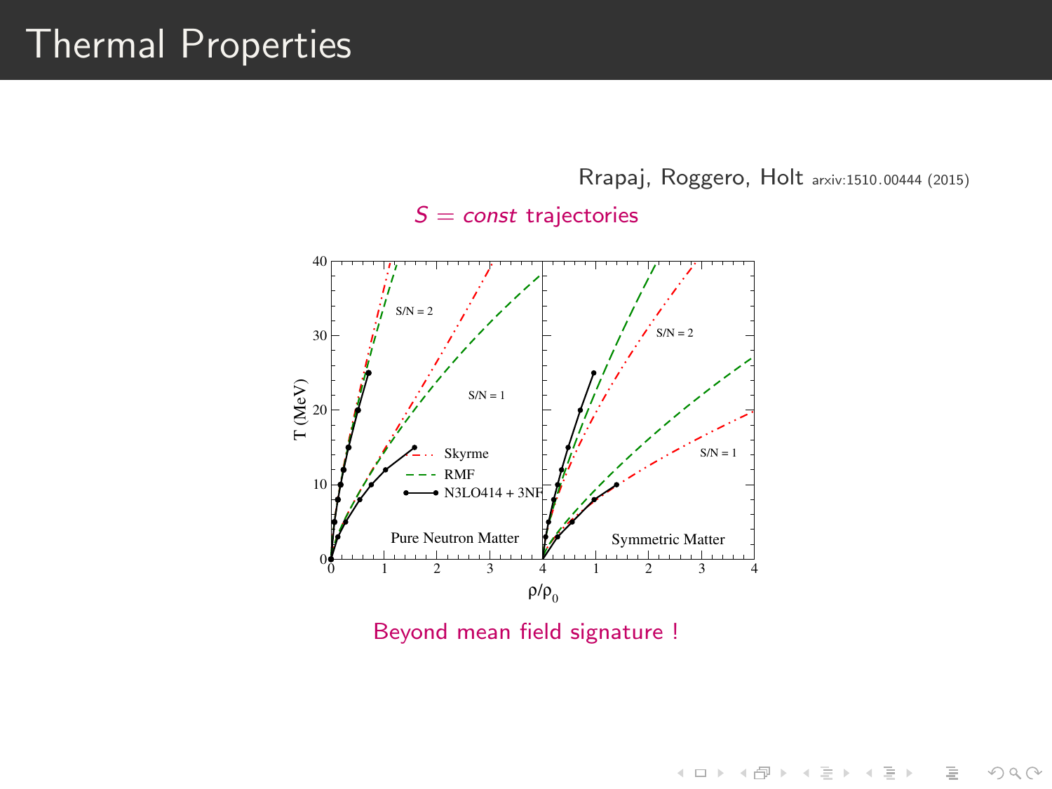# Thermal Properties

Rrapaj, Roggero, Holt arxiv:1510.00444 (2015)

$S = const$ trajectories

Beyond mean field signature !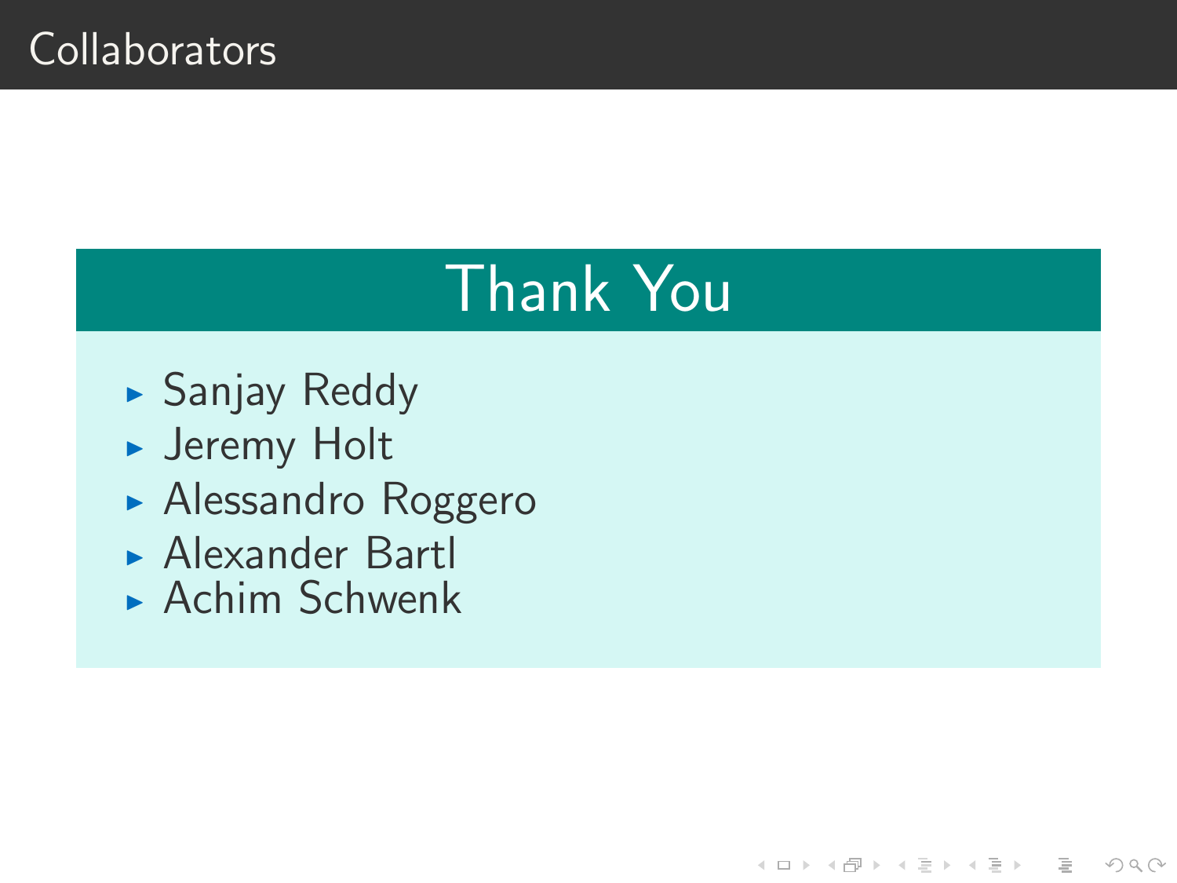# Collaborators

## Thank You

- Sanjay Reddy
- Jeremy Holt
- Alessandro Roggero
- Alexander Bartl
- Achim Schwenk